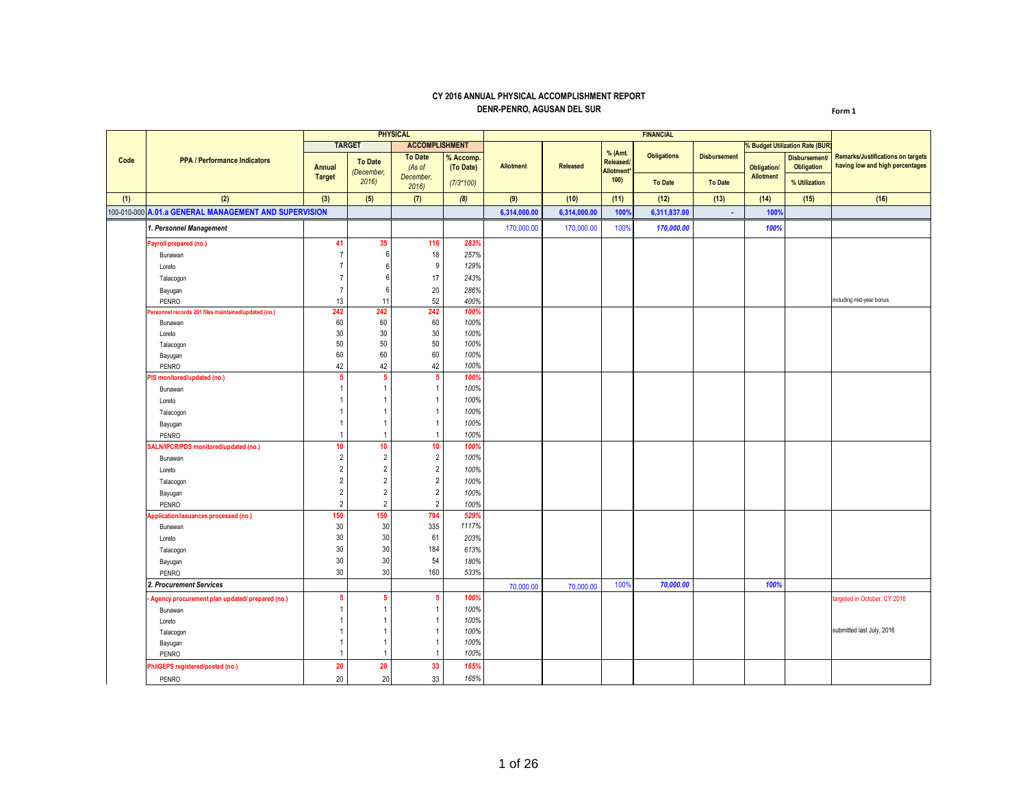**CY 2016 ANNUAL PHYSICAL ACCOMPLISHMENT REPORT**

**DENR-PENRO, AGUSAN DEL SUR**

Form 1

| Code | PPA / Performance Indicators | PHYSICAL | | | | FINANCIAL | | | | | | | Remarks/Justifications on targets having low and high percentages |
|---|---|---|---|---|---|---|---|---|---|---|---|---|---|
| | | TARGET | | ACCOMPLISHMENT | | | | | | | % Budget Utilization Rate (BUR) | | |
| | | Annual Target | To Date (December, 2016) | To Date (As of December, 2016) | % Accomp. (To Date) (7/3*100) | Allotment | Released | % (Amt. Released/ Allotment* 100) | Obligations To Date | Disbursement To Date | Obligation/ Allotment | Disbursement/ Obligation % Utilization | |
| (1) | (2) | (3) | (5) | (7) | (8) | (9) | (10) | (11) | (12) | (13) | (14) | (15) | (16) |
| 100-010-000 | **A.01.a GENERAL MANAGEMENT AND SUPERVISION** | | | | | 6,314,000.00 | 6,314,000.00 | 100% | 6,311,837.00 | - | 100% | | |
| | *1. Personnel Management* | | | | | 170,000.00 | 170,000.00 | 100% | 170,000.00 | | 100% | | |
| | Payroll prepared (no.) | 41 | 35 | 116 | 283% | | | | | | | | |
| | Bunawan | 7 | 6 | 18 | 257% | | | | | | | | |
| | Loreto | 7 | 6 | 9 | 129% | | | | | | | | |
| | Talacogon | 7 | 6 | 17 | 243% | | | | | | | | |
| | Bayugan | 7 | 6 | 20 | 286% | | | | | | | | |
| | PENRO | 13 | 11 | 52 | 400% | | | | | | | | including mid-year bonus |
| | Personnel records 201 files maintained/updated (no.) | 242 | 242 | 242 | 100% | | | | | | | | |
| | Bunawan | 60 | 60 | 60 | 100% | | | | | | | | |
| | Loreto | 30 | 30 | 30 | 100% | | | | | | | | |
| | Talacogon | 50 | 50 | 50 | 100% | | | | | | | | |
| | Bayugan | 60 | 60 | 60 | 100% | | | | | | | | |
| | PENRO | 42 | 42 | 42 | 100% | | | | | | | | |
| | PIS monitored/updated (no.) | 5 | 5 | 5 | 100% | | | | | | | | |
| | Bunawan | 1 | 1 | 1 | 100% | | | | | | | | |
| | Loreto | 1 | 1 | 1 | 100% | | | | | | | | |
| | Talacogon | 1 | 1 | 1 | 100% | | | | | | | | |
| | Bayugan | 1 | 1 | 1 | 100% | | | | | | | | |
| | PENRO | 1 | 1 | 1 | 100% | | | | | | | | |
| | SALN/IPCR/PDS monitored/updated (no.) | 10 | 10 | 10 | 100% | | | | | | | | |
| | Bunawan | 2 | 2 | 2 | 100% | | | | | | | | |
| | Loreto | 2 | 2 | 2 | 100% | | | | | | | | |
| | Talacogon | 2 | 2 | 2 | 100% | | | | | | | | |
| | Bayugan | 2 | 2 | 2 | 100% | | | | | | | | |
| | PENRO | 2 | 2 | 2 | 100% | | | | | | | | |
| | Application/issuances processed (no.) | 150 | 150 | 794 | 529% | | | | | | | | |
| | Bunawan | 30 | 30 | 335 | 1117% | | | | | | | | |
| | Loreto | 30 | 30 | 61 | 203% | | | | | | | | |
| | Talacogon | 30 | 30 | 184 | 613% | | | | | | | | |
| | Bayugan | 30 | 30 | 54 | 180% | | | | | | | | |
| | PENRO | 30 | 30 | 160 | 533% | | | | | | | | |
| | *2. Procurement Services* | | | | | 70,000.00 | 70,000.00 | 100% | 70,000.00 | | 100% | | |
| | - Agency procurement plan updated/ prepared (no.) | 5 | 5 | 5 | 100% | | | | | | | | targeted in October, CY 2016 |
| | Bunawan | 1 | 1 | 1 | 100% | | | | | | | | |
| | Loreto | 1 | 1 | 1 | 100% | | | | | | | | |
| | Talacogon | 1 | 1 | 1 | 100% | | | | | | | | submitted last July, 2016 |
| | Bayugan | 1 | 1 | 1 | 100% | | | | | | | | |
| | PENRO | 1 | 1 | 1 | 100% | | | | | | | | |
| | PhilGEPS registered/posted (no.) | 20 | 20 | 33 | 165% | | | | | | | | |
| | PENRO | 20 | 20 | 33 | 165% | | | | | | | | |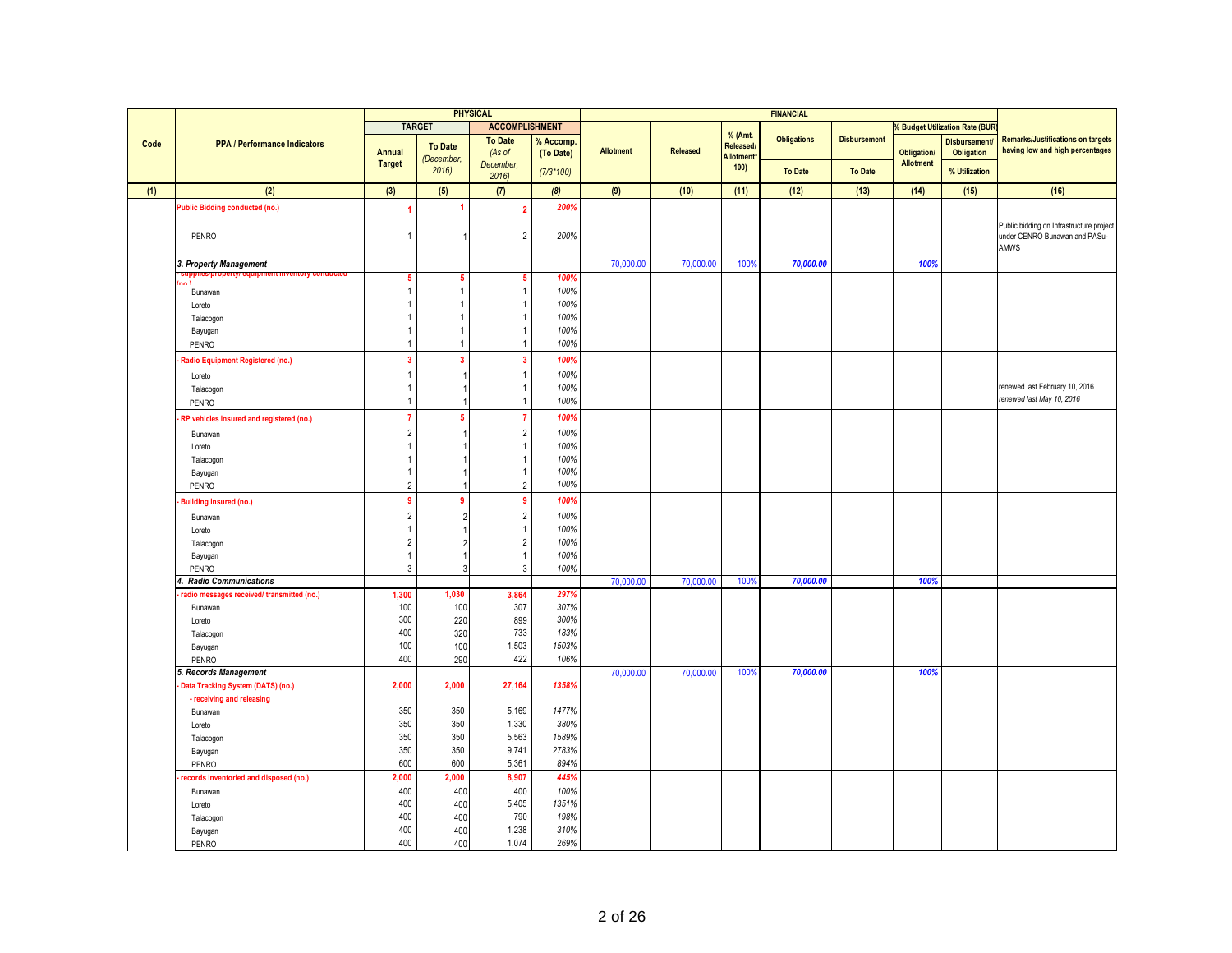| Code | PPA / Performance Indicators | PHYSICAL | | | | FINANCIAL | | | | | | | Remarks/Justifications on targets having low and high percentages |
|---|---|---|---|---|---|---|---|---|---|---|---|---|---|
| | | TARGET | | ACCOMPLISHMENT | | | | | | | % Budget Utilization Rate (BUR) | | |
| | | Annual Target | To Date (December, 2016) | To Date (As of December, 2016) | % Accomp. (To Date) (7/3*100) | Allotment | Released | % (Amt. Released/ Allotment* 100) | Obligations To Date | Disbursement To Date | Obligation/ Allotment | Disbursement/ Obligation % Utilization | |
| (1) | (2) | (3) | (5) | (7) | (8) | (9) | (10) | (11) | (12) | (13) | (14) | (15) | (16) |
| | Public Bidding conducted (no.) | 1 | 1 | 2 | 200% | | | | | | | | |
| | PENRO | 1 | 1 | 2 | 200% | | | | | | | | Public bidding on Infrastructure project under CENRO Bunawan and PASu-AMWS |
| | *3. Property Management* | | | | | 70,000.00 | 70,000.00 | 100% | 70,000.00 | | 100% | | |
| | - supplies/property/ equipment inventory conducted (no.) | 5 | 5 | 5 | 100% | | | | | | | | |
| | Bunawan | 1 | 1 | 1 | 100% | | | | | | | | |
| | Loreto | 1 | 1 | 1 | 100% | | | | | | | | |
| | Talacogon | 1 | 1 | 1 | 100% | | | | | | | | |
| | Bayugan | 1 | 1 | 1 | 100% | | | | | | | | |
| | PENRO | 1 | 1 | 1 | 100% | | | | | | | | |
| | - Radio Equipment Registered (no.) | 3 | 3 | 3 | 100% | | | | | | | | |
| | Loreto | 1 | 1 | 1 | 100% | | | | | | | | |
| | Talacogon | 1 | 1 | 1 | 100% | | | | | | | | renewed last February 10, 2016 |
| | PENRO | 1 | 1 | 1 | 100% | | | | | | | | *renewed last May 10, 2016* |
| | - RP vehicles insured and registered (no.) | 7 | 5 | 7 | 100% | | | | | | | | |
| | Bunawan | 2 | 1 | 2 | 100% | | | | | | | | |
| | Loreto | 1 | 1 | 1 | 100% | | | | | | | | |
| | Talacogon | 1 | 1 | 1 | 100% | | | | | | | | |
| | Bayugan | 1 | 1 | 1 | 100% | | | | | | | | |
| | PENRO | 2 | 1 | 2 | 100% | | | | | | | | |
| | - Building insured (no.) | 9 | 9 | 9 | 100% | | | | | | | | |
| | Bunawan | 2 | 2 | 2 | 100% | | | | | | | | |
| | Loreto | 1 | 1 | 1 | 100% | | | | | | | | |
| | Talacogon | 2 | 2 | 2 | 100% | | | | | | | | |
| | Bayugan | 1 | 1 | 1 | 100% | | | | | | | | |
| | PENRO | 3 | 3 | 3 | 100% | | | | | | | | |
| | *4. Radio Communications* | | | | | 70,000.00 | 70,000.00 | 100% | 70,000.00 | | 100% | | |
| | - radio messages received/ transmitted (no.) | 1,300 | 1,030 | 3,864 | 297% | | | | | | | | |
| | Bunawan | 100 | 100 | 307 | 307% | | | | | | | | |
| | Loreto | 300 | 220 | 899 | 300% | | | | | | | | |
| | Talacogon | 400 | 320 | 733 | 183% | | | | | | | | |
| | Bayugan | 100 | 100 | 1,503 | 1503% | | | | | | | | |
| | PENRO | 400 | 290 | 422 | 106% | | | | | | | | |
| | *5. Records Management* | | | | | 70,000.00 | 70,000.00 | 100% | 70,000.00 | | 100% | | |
| | - Data Tracking System (DATS) (no.) | 2,000 | 2,000 | 27,164 | 1358% | | | | | | | | |
| | - receiving and releasing | | | | | | | | | | | | |
| | Bunawan | 350 | 350 | 5,169 | 1477% | | | | | | | | |
| | Loreto | 350 | 350 | 1,330 | 380% | | | | | | | | |
| | Talacogon | 350 | 350 | 5,563 | 1589% | | | | | | | | |
| | Bayugan | 350 | 350 | 9,741 | 2783% | | | | | | | | |
| | PENRO | 600 | 600 | 5,361 | 894% | | | | | | | | |
| | - records inventoried and disposed (no.) | 2,000 | 2,000 | 8,907 | 445% | | | | | | | | |
| | Bunawan | 400 | 400 | 400 | 100% | | | | | | | | |
| | Loreto | 400 | 400 | 5,405 | 1351% | | | | | | | | |
| | Talacogon | 400 | 400 | 790 | 198% | | | | | | | | |
| | Bayugan | 400 | 400 | 1,238 | 310% | | | | | | | | |
| | PENRO | 400 | 400 | 1,074 | 269% | | | | | | | | |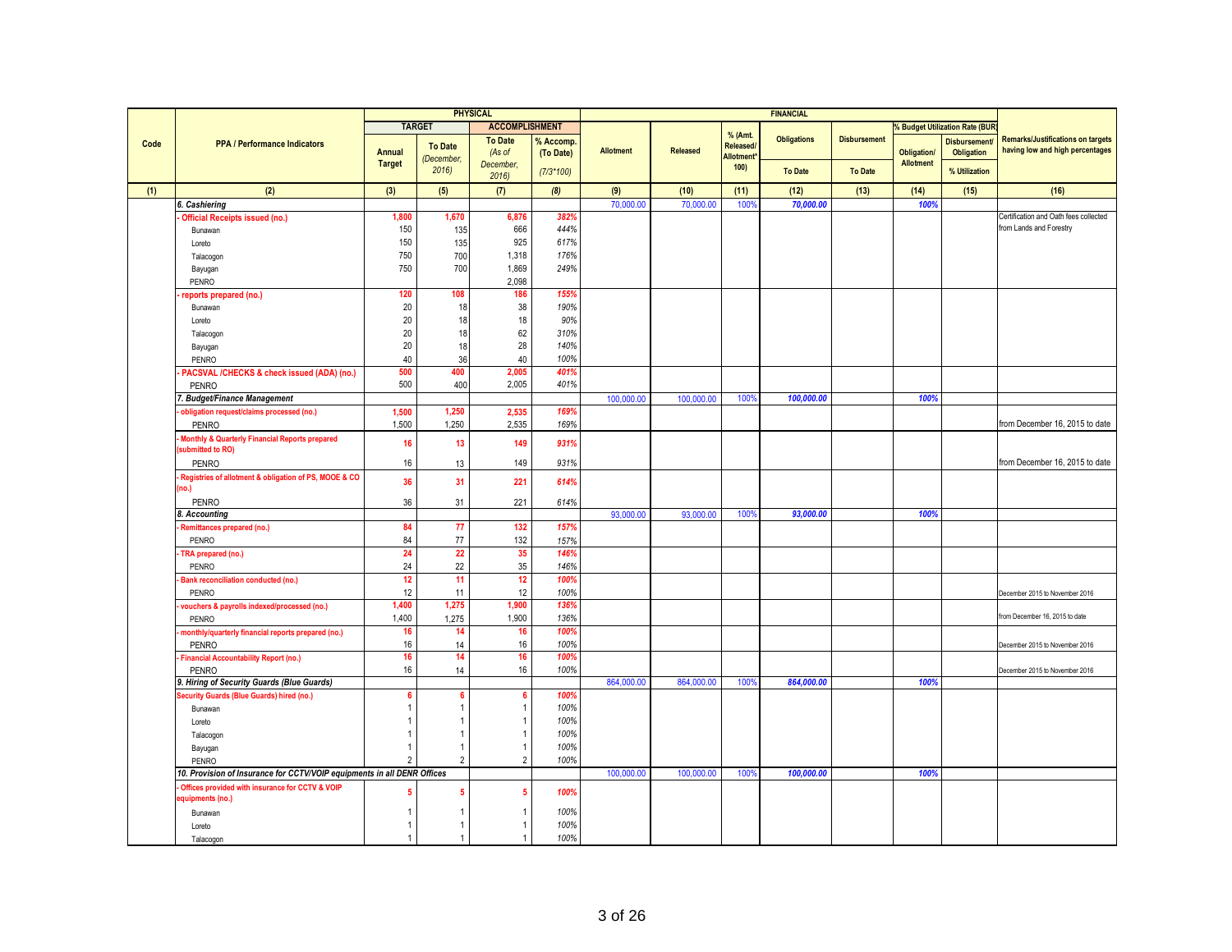| Code | PPA / Performance Indicators | PHYSICAL | | | | FINANCIAL | | | | | | | Remarks/Justifications on targets having low and high percentages |
|---|---|---|---|---|---|---|---|---|---|---|---|---|---|
| | | TARGET | | ACCOMPLISHMENT | | Allotment | Released | % (Amt. Released/ Allotment* 100) | Obligations | Disbursement | % Budget Utilization Rate (BUR) | | |
| | | Annual Target | To Date (December, 2016) | To Date (As of December, 2016) | % Accomp. (To Date) (7/3*100) | | | | To Date | To Date | Obligation/ Allotment | Disbursement/ Obligation % Utilization | |
| (1) | (2) | (3) | (5) | (7) | (8) | (9) | (10) | (11) | (12) | (13) | (14) | (15) | (16) |
| | ***6. Cashiering*** | | | | | 70,000.00 | 70,000.00 | 100% | ***70,000.00*** | | ***100%*** | | |
| | **- Official Receipts issued (no.)** | **1,800** | **1,670** | **6,876** | ***382%*** | | | | | | | | Certification and Oath fees collected from Lands and Forestry |
| | Bunawan | 150 | 135 | 666 | *444%* | | | | | | | | |
| | Loreto | 150 | 135 | 925 | *617%* | | | | | | | | |
| | Talacogon | 750 | 700 | 1,318 | *176%* | | | | | | | | |
| | Bayugan | 750 | 700 | 1,869 | *249%* | | | | | | | | |
| | PENRO | | | 2,098 | | | | | | | | | |
| | **- reports prepared (no.)** | **120** | **108** | **186** | ***155%*** | | | | | | | | |
| | Bunawan | 20 | 18 | 38 | *190%* | | | | | | | | |
| | Loreto | 20 | 18 | 18 | *90%* | | | | | | | | |
| | Talacogon | 20 | 18 | 62 | *310%* | | | | | | | | |
| | Bayugan | 20 | 18 | 28 | *140%* | | | | | | | | |
| | PENRO | 40 | 36 | 40 | *100%* | | | | | | | | |
| | **- PACSVAL /CHECKS & check issued (ADA) (no.)** | **500** | **400** | **2,005** | ***401%*** | | | | | | | | |
| | PENRO | 500 | 400 | 2,005 | *401%* | | | | | | | | |
| | ***7. Budget/Finance Management*** | | | | | 100,000.00 | 100,000.00 | 100% | ***100,000.00*** | | ***100%*** | | |
| | **- obligation request/claims processed (no.)** | **1,500** | **1,250** | **2,535** | ***169%*** | | | | | | | | |
| | PENRO | 1,500 | 1,250 | 2,535 | *169%* | | | | | | | | from December 16, 2015 to date |
| | **- Monthly & Quarterly Financial Reports prepared (submitted to RO)** | **16** | **13** | **149** | ***931%*** | | | | | | | | |
| | PENRO | 16 | 13 | 149 | *931%* | | | | | | | | from December 16, 2015 to date |
| | **- Registries of allotment & obligation of PS, MOOE & CO (no.)** | **36** | **31** | **221** | ***614%*** | | | | | | | | |
| | PENRO | 36 | 31 | 221 | *614%* | | | | | | | | |
| | ***8. Accounting*** | | | | | 93,000.00 | 93,000.00 | 100% | ***93,000.00*** | | ***100%*** | | |
| | **- Remittances prepared (no.)** | **84** | **77** | **132** | ***157%*** | | | | | | | | |
| | PENRO | 84 | 77 | 132 | *157%* | | | | | | | | |
| | **- TRA prepared (no.)** | **24** | **22** | **35** | ***146%*** | | | | | | | | |
| | PENRO | 24 | 22 | 35 | *146%* | | | | | | | | |
| | **- Bank reconciliation conducted (no.)** | **12** | **11** | **12** | ***100%*** | | | | | | | | |
| | PENRO | 12 | 11 | 12 | *100%* | | | | | | | | December 2015 to November 2016 |
| | **- vouchers & payrolls indexed/processed (no.)** | **1,400** | **1,275** | **1,900** | ***136%*** | | | | | | | | |
| | PENRO | 1,400 | 1,275 | 1,900 | *136%* | | | | | | | | from December 16, 2015 to date |
| | **- monthly/quarterly financial reports prepared (no.)** | **16** | **14** | **16** | ***100%*** | | | | | | | | |
| | PENRO | 16 | 14 | 16 | *100%* | | | | | | | | December 2015 to November 2016 |
| | **- Financial Accountability Report (no.)** | **16** | **14** | **16** | ***100%*** | | | | | | | | |
| | PENRO | 16 | 14 | 16 | *100%* | | | | | | | | December 2015 to November 2016 |
| | ***9. Hiring of Security Guards (Blue Guards)*** | | | | | 864,000.00 | 864,000.00 | 100% | ***864,000.00*** | | ***100%*** | | |
| | **Security Guards (Blue Guards) hired (no.)** | **6** | **6** | **6** | ***100%*** | | | | | | | | |
| | Bunawan | 1 | 1 | 1 | *100%* | | | | | | | | |
| | Loreto | 1 | 1 | 1 | *100%* | | | | | | | | |
| | Talacogon | 1 | 1 | 1 | *100%* | | | | | | | | |
| | Bayugan | 1 | 1 | 1 | *100%* | | | | | | | | |
| | PENRO | 2 | 2 | 2 | *100%* | | | | | | | | |
| | ***10. Provision of Insurance for CCTV/VOIP equipments in all DENR Offices*** | | | | | 100,000.00 | 100,000.00 | 100% | ***100,000.00*** | | ***100%*** | | |
| | **- Offices provided with insurance for CCTV & VOIP equipments (no.)** | **5** | **5** | **5** | ***100%*** | | | | | | | | |
| | Bunawan | 1 | 1 | 1 | *100%* | | | | | | | | |
| | Loreto | 1 | 1 | 1 | *100%* | | | | | | | | |
| | Talacogon | 1 | 1 | 1 | *100%* | | | | | | | | |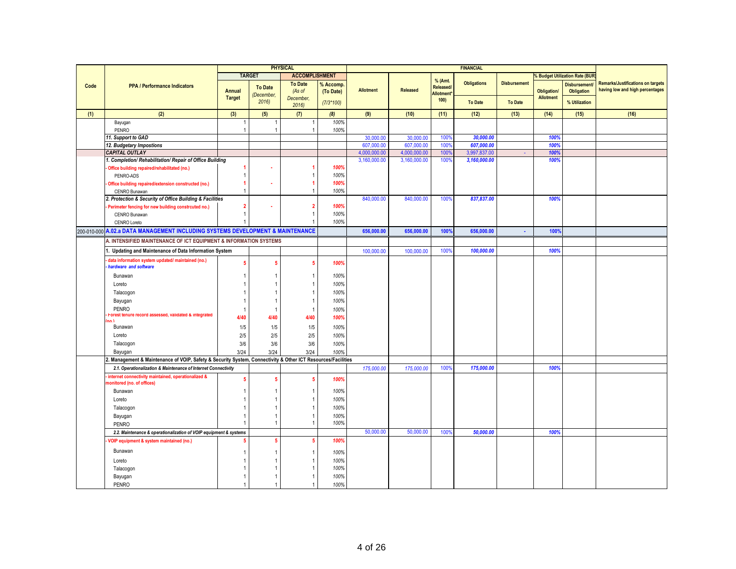| Code | PPA / Performance Indicators | PHYSICAL | | | | FINANCIAL | | | | | | | Remarks/Justifications on targets having low and high percentages |
|---|---|---|---|---|---|---|---|---|---|---|---|---|---|
| | | TARGET | | ACCOMPLISHMENT | | Allotment | Released | % (Amt. Released/ Allotment* 100) | Obligations | Disbursement | % Budget Utilization Rate (BUR) | | |
| | | Annual Target | To Date (December, 2016) | To Date (As of December, 2016) | % Accomp. (To Date) (7/3*100) | | | | To Date | To Date | Obligation/ Allotment | Disbursement/ Obligation % Utilization | |
| (1) | (2) | (3) | (5) | (7) | (8) | (9) | (10) | (11) | (12) | (13) | (14) | (15) | (16) |
| | Bayugan | 1 | 1 | 1 | 100% | | | | | | | | |
| | PENRO | 1 | 1 | 1 | 100% | | | | | | | | |
| | *11. Support to GAD* | | | | | 30,000.00 | 30,000.00 | 100% | *30,000.00* | | *100%* | | |
| | *12. Budgetary Impostions* | | | | | 607,000.00 | 607,000.00 | 100% | *607,000.00* | | *100%* | | |
| | *CAPITAL OUTLAY* | | | | | 4,000,000.00 | 4,000,000.00 | 100% | 3,997,837.00 | - | *100%* | | |
| | *1. Completion/ Rehabilitation/ Repair of Office Building* | | | | | 3,160,000.00 | 3,160,000.00 | 100% | *3,160,000.00* | | *100%* | | |
| | - Office building repaired/rehabilitated (no.) | 1 | - | 1 | 100% | | | | | | | | |
| | PENRO-ADS | 1 | | 1 | 100% | | | | | | | | |
| | - Office building repaired/extension constructed (no.) | 1 | - | 1 | 100% | | | | | | | | |
| | CENRO Bunawan | 1 | | 1 | 100% | | | | | | | | |
| | *2. Protection & Security of Office Building & Facilities* | | | | | 840,000.00 | 840,000.00 | 100% | *837,837.00* | | *100%* | | |
| | - Perimeter fencing for new building constrcuted no.) | 2 | - | 2 | 100% | | | | | | | | |
| | CENRO Bunawan | 1 | | 1 | 100% | | | | | | | | |
| | CENRO Loreto | 1 | | 1 | 100% | | | | | | | | |
| 200-010-000 | **A.02.a DATA MANAGEMENT INCLUDING SYSTEMS DEVELOPMENT & MAINTENANCE** | | | | | **656,000.00** | **656,000.00** | **100%** | **656,000.00** | **-** | **100%** | | |
| | **A. INTENSIFIED MAINTENANCE OF ICT EQUIPMENT & INFORMATION SYSTEMS** | | | | | | | | | | | | |
| | **1. Updating and Maintenance of Data Information System** | | | | | 100,000.00 | 100,000.00 | 100% | *100,000.00* | | *100%* | | |
| | - data information system updated/ maintained (no.) - *hardware and software* | 5 | 5 | 5 | 100% | | | | | | | | |
| | Bunawan | 1 | 1 | 1 | 100% | | | | | | | | |
| | Loreto | 1 | 1 | 1 | 100% | | | | | | | | |
| | Talacogon | 1 | 1 | 1 | 100% | | | | | | | | |
| | Bayugan | 1 | 1 | 1 | 100% | | | | | | | | |
| | PENRO | 1 | 1 | 1 | 100% | | | | | | | | |
| | - Forest tenure record assessed, validated & integrated (no.) | 4/40 | 4/40 | 4/40 | 100% | | | | | | | | |
| | Bunawan | 1/5 | 1/5 | 1/5 | 100% | | | | | | | | |
| | Loreto | 2/5 | 2/5 | 2/5 | 100% | | | | | | | | |
| | Talacogon | 3/6 | 3/6 | 3/6 | 100% | | | | | | | | |
| | Bayugan | 3/24 | 3/24 | 3/24 | 100% | | | | | | | | |
| | **2. Management & Maintenance of VOIP, Safety & Security System, Connectivity & Other ICT Resources/Facilities** | | | | | | | | | | | | |
| | *2.1. Operationalization & Maintenance of Internet Connectivity* | | | | | *175,000.00* | *175,000.00* | 100% | *175,000.00* | | *100%* | | |
| | - internet connectivity maintained, operationalized & monitored (no. of offices) | 5 | 5 | 5 | 100% | | | | | | | | |
| | Bunawan | 1 | 1 | 1 | 100% | | | | | | | | |
| | Loreto | 1 | 1 | 1 | 100% | | | | | | | | |
| | Talacogon | 1 | 1 | 1 | 100% | | | | | | | | |
| | Bayugan | 1 | 1 | 1 | 100% | | | | | | | | |
| | PENRO | 1 | 1 | 1 | 100% | | | | | | | | |
| | *2.2. Maintenance & operationalization of VOIP equipment & systems* | | | | | 50,000.00 | 50,000.00 | 100% | *50,000.00* | | *100%* | | |
| | - VOIP equipment & system maintained (no.) | 5 | 5 | 5 | 100% | | | | | | | | |
| | Bunawan | 1 | 1 | 1 | 100% | | | | | | | | |
| | Loreto | 1 | 1 | 1 | 100% | | | | | | | | |
| | Talacogon | 1 | 1 | 1 | 100% | | | | | | | | |
| | Bayugan | 1 | 1 | 1 | 100% | | | | | | | | |
| | PENRO | 1 | 1 | 1 | 100% | | | | | | | | |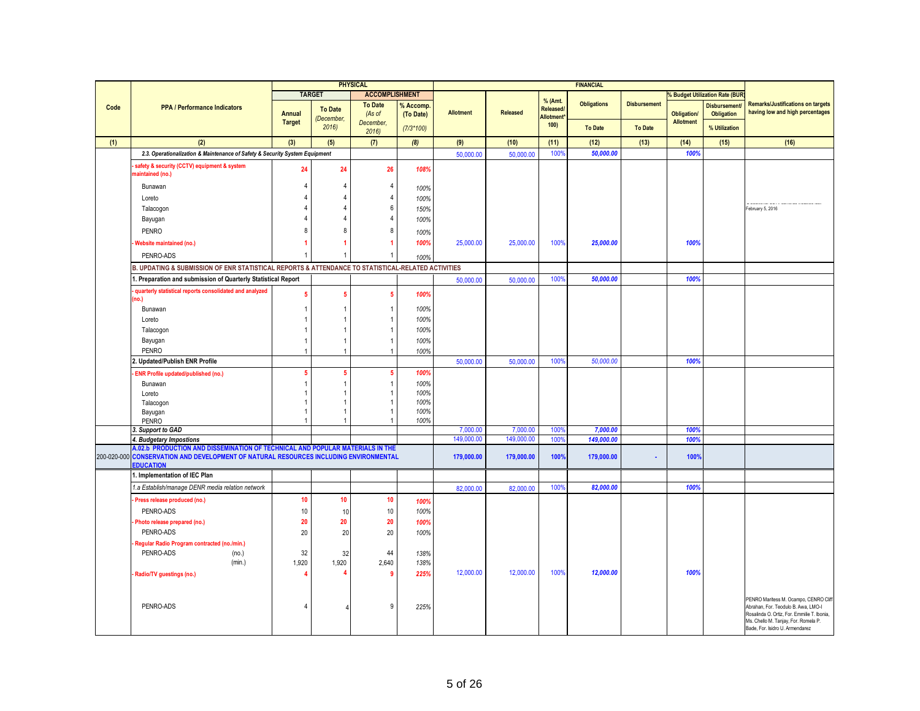| Code | PPA / Performance Indicators | PHYSICAL | | | | FINANCIAL | | | | | | | Remarks/Justifications on targets having low and high percentages |
|---|---|---|---|---|---|---|---|---|---|---|---|---|---|
| | | TARGET | | ACCOMPLISHMENT | | | | | | | % Budget Utilization Rate (BUR) | | |
| | | Annual Target | To Date (December, 2016) | To Date (As of December, 2016) | % Accomp. (To Date) (7/3*100) | Allotment | Released | % (Amt. Released/ Allotment* 100) | Obligations To Date | Disbursement To Date | Obligation/ Allotment | Disbursement/ Obligation % Utilization | |
| (1) | (2) | (3) | (5) | (7) | (8) | (9) | (10) | (11) | (12) | (13) | (14) | (15) | (16) |
| | *2.3. Operationalization & Maintenance of Safety & Security System Equipment* | | | | | 50,000.00 | 50,000.00 | 100% | *50,000.00* | | *100%* | | |
| | - safety & security (CCTV) equipment & system maintained (no.) | 24 | 24 | 26 | *108%* | | | | | | | | |
| | Bunawan | 4 | 4 | 4 | *100%* | | | | | | | | |
| | Loreto | 4 | 4 | 4 | *100%* | | | | | | | | |
| | Talacogon | 4 | 4 | 6 | *150%* | | | | | | | | February 5, 2016 |
| | Bayugan | 4 | 4 | 4 | *100%* | | | | | | | | |
| | PENRO | 8 | 8 | 8 | *100%* | | | | | | | | |
| | - Website maintained (no.) | 1 | 1 | 1 | *100%* | 25,000.00 | 25,000.00 | 100% | *25,000.00* | | *100%* | | |
| | PENRO-ADS | 1 | 1 | 1 | *100%* | | | | | | | | |
| | **B. UPDATING & SUBMISSION OF ENR STATISTICAL REPORTS & ATTENDANCE TO STATISTICAL-RELATED ACTIVITIES** | | | | | | | | | | | | |
| | **1. Preparation and submission of Quarterly Statistical Report** | | | | | 50,000.00 | 50,000.00 | 100% | *50,000.00* | | *100%* | | |
| | - quarterly statistical reports consolidated and analyzed (no.) | 5 | 5 | 5 | *100%* | | | | | | | | |
| | Bunawan | 1 | 1 | 1 | *100%* | | | | | | | | |
| | Loreto | 1 | 1 | 1 | *100%* | | | | | | | | |
| | Talacogon | 1 | 1 | 1 | *100%* | | | | | | | | |
| | Bayugan | 1 | 1 | 1 | *100%* | | | | | | | | |
| | PENRO | 1 | 1 | 1 | *100%* | | | | | | | | |
| | **2. Updated/Publish ENR Profile** | | | | | 50,000.00 | 50,000.00 | 100% | *50,000.00* | | *100%* | | |
| | - ENR Profile updated/published (no.) | 5 | 5 | 5 | *100%* | | | | | | | | |
| | Bunawan | 1 | 1 | 1 | *100%* | | | | | | | | |
| | Loreto | 1 | 1 | 1 | *100%* | | | | | | | | |
| | Talacogon | 1 | 1 | 1 | *100%* | | | | | | | | |
| | Bayugan | 1 | 1 | 1 | *100%* | | | | | | | | |
| | PENRO | 1 | 1 | 1 | *100%* | | | | | | | | |
| | *3. Support to GAD* | | | | | 7,000.00 | 7,000.00 | 100% | *7,000.00* | | *100%* | | |
| | *4. Budgetary Impostions* | | | | | 149,000.00 | 149,000.00 | 100% | *149,000.00* | | *100%* | | |
| 200-020-000 | **A.02.b PRODUCTION AND DISSEMINATION OF TECHNICAL AND POPULAR MATERIALS IN THE CONSERVATION AND DEVELOPMENT OF NATURAL RESOURCES INCLUDING ENVIRONMENTAL EDUCATION** | | | | | **179,000.00** | **179,000.00** | **100%** | **179,000.00** | **-** | **100%** | | |
| | **1. Implementation of IEC Plan** | | | | | | | | | | | | |
| | *1.a Establish/manage DENR media relation network* | | | | | 82,000.00 | 82,000.00 | 100% | *82,000.00* | | *100%* | | |
| | - Press release produced (no.) | 10 | 10 | 10 | *100%* | | | | | | | | |
| | PENRO-ADS | 10 | 10 | 10 | *100%* | | | | | | | | |
| | - Photo release prepared (no.) | 20 | 20 | 20 | *100%* | | | | | | | | |
| | PENRO-ADS | 20 | 20 | 20 | *100%* | | | | | | | | |
| | - Regular Radio Program contracted (no./min.) | | | | | | | | | | | | |
| | PENRO-ADS (no.) | 32 | 32 | 44 | *138%* | | | | | | | | |
| | (min.) | 1,920 | 1,920 | 2,640 | *138%* | | | | | | | | |
| | - Radio/TV guestings (no.) | 4 | 4 | 9 | *225%* | 12,000.00 | 12,000.00 | 100% | *12,000.00* | | *100%* | | |
| | PENRO-ADS | 4 | 4 | 9 | *225%* | | | | | | | | PENRO Maritess M. Ocampo, CENRO Cliff Abrahan, For. Teodulo B. Awa, LMO-I Rosalinda O. Ortiz, For. Emmilie T. Ibonia, Ms. Chello M. Tanjay, For. Romela P. Bade, For. Isidro U. Armendarez |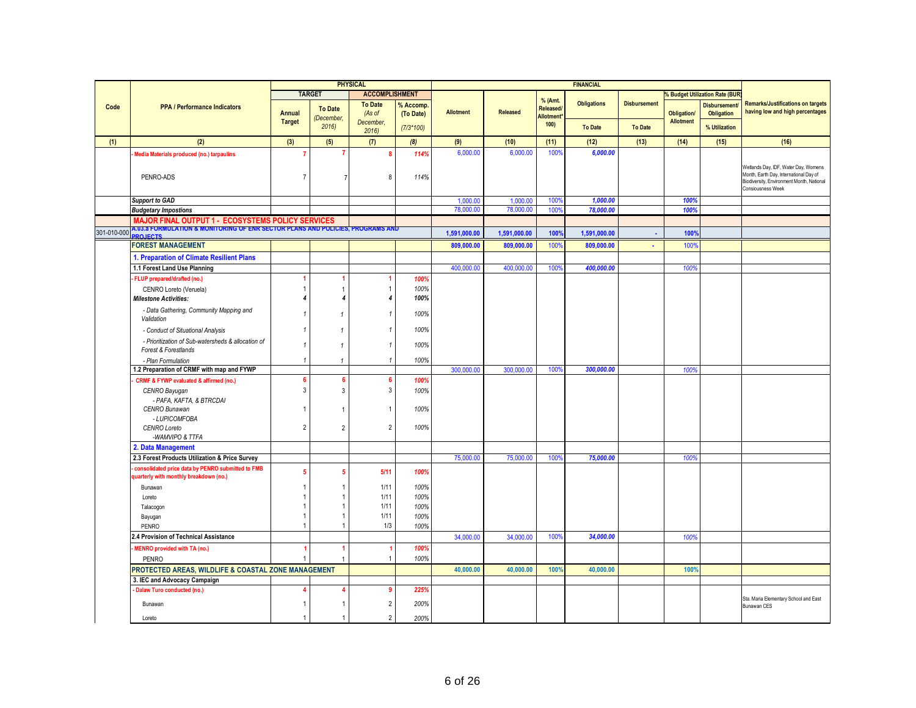| Code | PPA / Performance Indicators | PHYSICAL | | | | FINANCIAL | | | | | | | Remarks/Justifications on targets having low and high percentages |
|---|---|---|---|---|---|---|---|---|---|---|---|---|---|
| | | TARGET | | ACCOMPLISHMENT | | | | | | | % Budget Utilization Rate (BUR) | | |
| | | Annual Target | To Date (December, 2016) | To Date (As of December, 2016) | % Accomp. (To Date) (7/3*100) | Allotment | Released | % (Amt. Released/ Allotment* 100) | Obligations To Date | Disbursement To Date | Obligation/ Allotment | Disbursement/ Obligation % Utilization | |
| (1) | (2) | (3) | (5) | (7) | (8) | (9) | (10) | (11) | (12) | (13) | (14) | (15) | (16) |
| | - Media Materials produced (no.) tarpaulins | 7 | 7 | 8 | 114% | 6,000.00 | 6,000.00 | 100% | 6,000.00 | | | | |
| | PENRO-ADS | 7 | 7 | 8 | 114% | | | | | | | | Wetlands Day, IDF, Water Day, Womens Month, Earth Day, International Day of Biodiversity, Environment Month, National Consiousness Week |
| | Support to GAD | | | | | 1,000.00 | 1,000.00 | 100% | 1,000.00 | | 100% | | |
| | Budgetary Impostions | | | | | 78,000.00 | 78,000.00 | 100% | 78,000.00 | | 100% | | |
| | **MAJOR FINAL OUTPUT 1 - ECOSYSTEMS POLICY SERVICES** | | | | | | | | | | | | |
| 301-010-000 | **A.03.a FORMULATION & MONITORING OF ENR SECTOR PLANS AND POLICIES, PROGRAMS AND PROJECTS** | | | | | 1,591,000.00 | 1,591,000.00 | 100% | 1,591,000.00 | - | 100% | | |
| | **FOREST MANAGEMENT** | | | | | 809,000.00 | 809,000.00 | 100% | 809,000.00 | - | 100% | | |
| | **1. Preparation of Climate Resilient Plans** | | | | | | | | | | | | |
| | **1.1 Forest Land Use Planning** | | | | | 400,000.00 | 400,000.00 | 100% | 400,000.00 | | 100% | | |
| | - FLUP prepared/drafted (no.) | 1 | 1 | 1 | 100% | | | | | | | | |
| | CENRO Loreto (Veruela) | 1 | 1 | 1 | 100% | | | | | | | | |
| | *Milestone Activities:* | 4 | 4 | 4 | 100% | | | | | | | | |
| | - Data Gathering, Community Mapping and Validation | 1 | 1 | 1 | 100% | | | | | | | | |
| | - Conduct of Situational Analysis | 1 | 1 | 1 | 100% | | | | | | | | |
| | - Prioritization of Sub-watersheds & allocation of Forest & Forestlands | 1 | 1 | 1 | 100% | | | | | | | | |
| | - Plan Formulation | 1 | 1 | 1 | 100% | | | | | | | | |
| | **1.2 Preparation of CRMF with map and FYWP** | | | | | 300,000.00 | 300,000.00 | 100% | 300,000.00 | | 100% | | |
| | - CRMF & FYWP evaluated & affirmed (no.) | 6 | 6 | 6 | 100% | | | | | | | | |
| | CENRO Bayugan - PAFA, KAFTA, & BTRCDAI | 3 | 3 | 3 | 100% | | | | | | | | |
| | CENRO Bunawan - LUPICOMFOBA | 1 | 1 | 1 | 100% | | | | | | | | |
| | CENRO Loreto -WAMVIPO & TTFA | 2 | 2 | 2 | 100% | | | | | | | | |
| | **2. Data Management** | | | | | | | | | | | | |
| | **2.3 Forest Products Utilization & Price Survey** | | | | | 75,000.00 | 75,000.00 | 100% | 75,000.00 | | 100% | | |
| | - consolidated price data by PENRO submitted to FMB quarterly with monthly breakdown (no.) | 5 | 5 | 5/11 | 100% | | | | | | | | |
| | Bunawan | 1 | 1 | 1/11 | 100% | | | | | | | | |
| | Loreto | 1 | 1 | 1/11 | 100% | | | | | | | | |
| | Talacogon | 1 | 1 | 1/11 | 100% | | | | | | | | |
| | Bayugan | 1 | 1 | 1/11 | 100% | | | | | | | | |
| | PENRO | 1 | 1 | 1/3 | 100% | | | | | | | | |
| | **2.4 Provision of Technical Assistance** | | | | | 34,000.00 | 34,000.00 | 100% | 34,000.00 | | 100% | | |
| | - MENRO provided with TA (no.) | 1 | 1 | 1 | 100% | | | | | | | | |
| | PENRO | 1 | 1 | 1 | 100% | | | | | | | | |
| | **PROTECTED AREAS, WILDLIFE & COASTAL ZONE MANAGEMENT** | | | | | 40,000.00 | 40,000.00 | 100% | 40,000.00 | | 100% | | |
| | **3. IEC and Advocacy Campaign** | | | | | | | | | | | | |
| | - Dalaw Turo conducted (no.) | 4 | 4 | 9 | 225% | | | | | | | | |
| | Bunawan | 1 | 1 | 2 | 200% | | | | | | | | Sta. Maria Elementary School and East Bunawan CES |
| | Loreto | 1 | 1 | 2 | 200% | | | | | | | | |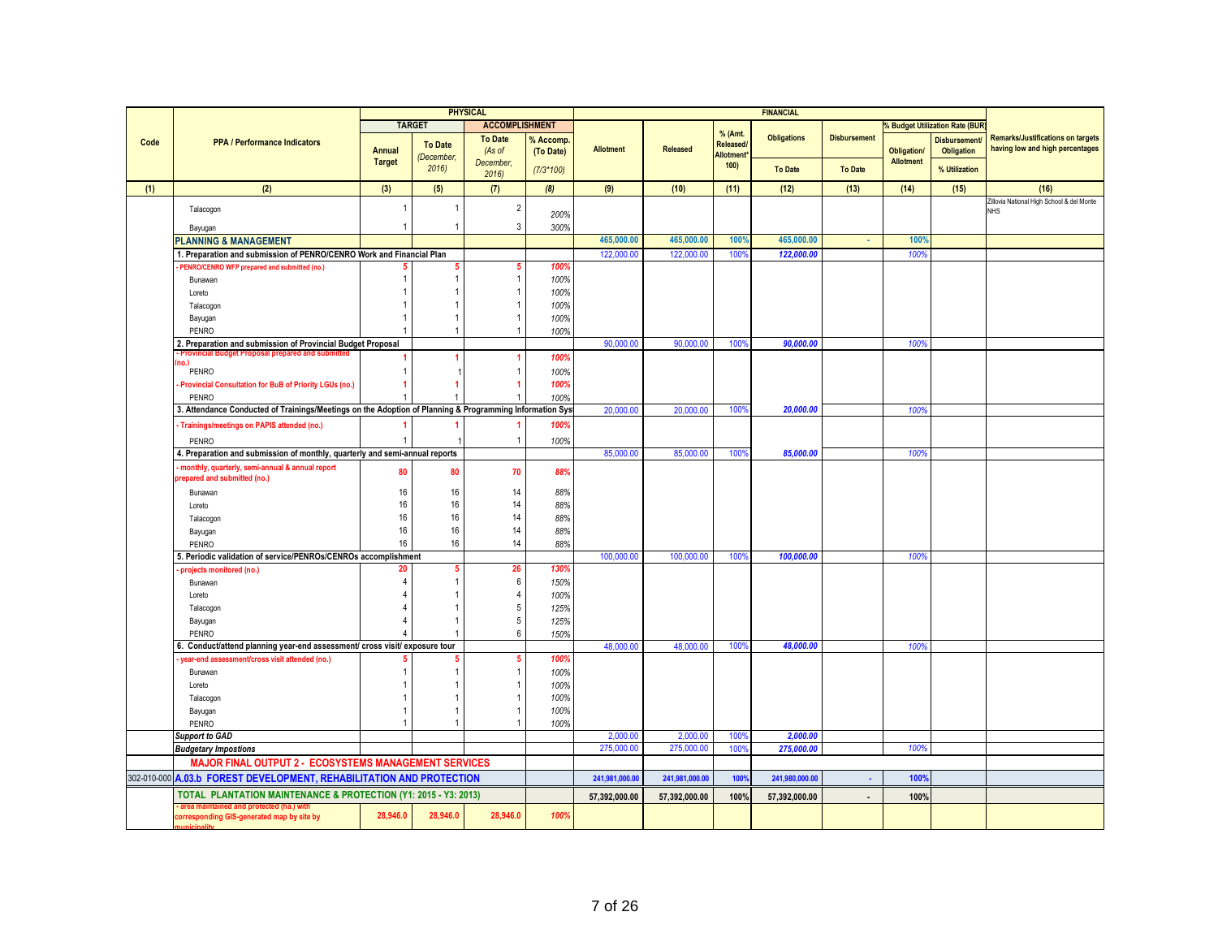| Code | PPA / Performance Indicators | PHYSICAL | | | | FINANCIAL | | | | | | | Remarks/Justifications on targets having low and high percentages |
|---|---|---|---|---|---|---|---|---|---|---|---|---|---|
| | | TARGET | | ACCOMPLISHMENT | | Allotment | Released | % (Amt. Released/ Allotment*100) | Obligations | Disbursement | % Budget Utilization Rate (BUR) | | |
| | | Annual Target | To Date (December, 2016) | To Date (As of December, 2016) | % Accomp. (To Date) (7/3*100) | | | | To Date | To Date | Obligation/ Allotment | Disbursement/ Obligation % Utilization | |
| (1) | (2) | (3) | (5) | (7) | (8) | (9) | (10) | (11) | (12) | (13) | (14) | (15) | (16) |
| | Talacogon | 1 | 1 | 2 | 200% | | | | | | | | Zillovia National High School & del Monte NHS |
| | Bayugan | 1 | 1 | 3 | 300% | | | | | | | | |
| | **PLANNING & MANAGEMENT** | | | | | 465,000.00 | 465,000.00 | 100% | 465,000.00 | - | 100% | | |
| | **1. Preparation and submission of PENRO/CENRO Work and Financial Plan** | | | | | 122,000.00 | 122,000.00 | 100% | 122,000.00 | | 100% | | |
| | - PENRO/CENRO WFP prepared and submitted (no.) | 5 | 5 | 5 | 100% | | | | | | | | |
| | Bunawan | 1 | 1 | 1 | 100% | | | | | | | | |
| | Loreto | 1 | 1 | 1 | 100% | | | | | | | | |
| | Talacogon | 1 | 1 | 1 | 100% | | | | | | | | |
| | Bayugan | 1 | 1 | 1 | 100% | | | | | | | | |
| | PENRO | 1 | 1 | 1 | 100% | | | | | | | | |
| | **2. Preparation and submission of Provincial Budget Proposal** | | | | | 90,000.00 | 90,000.00 | 100% | 90,000.00 | | 100% | | |
| | - Provincial Budget Proposal prepared and submitted (no.) | 1 | 1 | 1 | 100% | | | | | | | | |
| | PENRO | 1 | 1 | 1 | 100% | | | | | | | | |
| | - Provincial Consultation for BuB of Priority LGUs (no.) | 1 | 1 | 1 | 100% | | | | | | | | |
| | PENRO | 1 | 1 | 1 | 100% | | | | | | | | |
| | **3. Attendance Conducted of Trainings/Meetings on the Adoption of Planning & Programming Information Sys** | | | | | 20,000.00 | 20,000.00 | 100% | 20,000.00 | | 100% | | |
| | - Trainings/meetings on PAPIS attended (no.) | 1 | 1 | 1 | 100% | | | | | | | | |
| | PENRO | 1 | 1 | 1 | 100% | | | | | | | | |
| | **4. Preparation and submission of monthly, quarterly and semi-annual reports** | | | | | 85,000.00 | 85,000.00 | 100% | 85,000.00 | | 100% | | |
| | - monthly, quarterly, semi-annual & annual report prepared and submitted (no.) | 80 | 80 | 70 | 88% | | | | | | | | |
| | Bunawan | 16 | 16 | 14 | 88% | | | | | | | | |
| | Loreto | 16 | 16 | 14 | 88% | | | | | | | | |
| | Talacogon | 16 | 16 | 14 | 88% | | | | | | | | |
| | Bayugan | 16 | 16 | 14 | 88% | | | | | | | | |
| | PENRO | 16 | 16 | 14 | 88% | | | | | | | | |
| | **5. Periodic validation of service/PENROs/CENROs accomplishment** | | | | | 100,000.00 | 100,000.00 | 100% | 100,000.00 | | 100% | | |
| | - projects monitored (no.) | 20 | 5 | 26 | 130% | | | | | | | | |
| | Bunawan | 4 | 1 | 6 | 150% | | | | | | | | |
| | Loreto | 4 | 1 | 4 | 100% | | | | | | | | |
| | Talacogon | 4 | 1 | 5 | 125% | | | | | | | | |
| | Bayugan | 4 | 1 | 5 | 125% | | | | | | | | |
| | PENRO | 4 | 1 | 6 | 150% | | | | | | | | |
| | **6. Conduct/attend planning year-end assessment/ cross visit/ exposure tour** | | | | | 48,000.00 | 48,000.00 | 100% | 48,000.00 | | 100% | | |
| | - year-end assessment/cross visit attended (no.) | 5 | 5 | 5 | 100% | | | | | | | | |
| | Bunawan | 1 | 1 | 1 | 100% | | | | | | | | |
| | Loreto | 1 | 1 | 1 | 100% | | | | | | | | |
| | Talacogon | 1 | 1 | 1 | 100% | | | | | | | | |
| | Bayugan | 1 | 1 | 1 | 100% | | | | | | | | |
| | PENRO | 1 | 1 | 1 | 100% | | | | | | | | |
| | ***Support to GAD*** | | | | | 2,000.00 | 2,000.00 | 100% | 2,000.00 | | | | |
| | ***Budgetary Impostions*** | | | | | 275,000.00 | 275,000.00 | 100% | 275,000.00 | | 100% | | |
| | **MAJOR FINAL OUTPUT 2 - ECOSYSTEMS MANAGEMENT SERVICES** | | | | | | | | | | | | |
| 302-010-000 | **A.03.b FOREST DEVELOPMENT, REHABILITATION AND PROTECTION** | | | | | 241,981,000.00 | 241,981,000.00 | 100% | 241,980,000.00 | - | 100% | | |
| | **TOTAL PLANTATION MAINTENANCE & PROTECTION (Y1: 2015 - Y3: 2013)** | | | | | 57,392,000.00 | 57,392,000.00 | 100% | 57,392,000.00 | - | 100% | | |
| | - area maintained and protected (ha.) with corresponding GIS-generated map by site by municipality | 28,946.0 | 28,946.0 | 28,946.0 | 100% | | | | | | | | |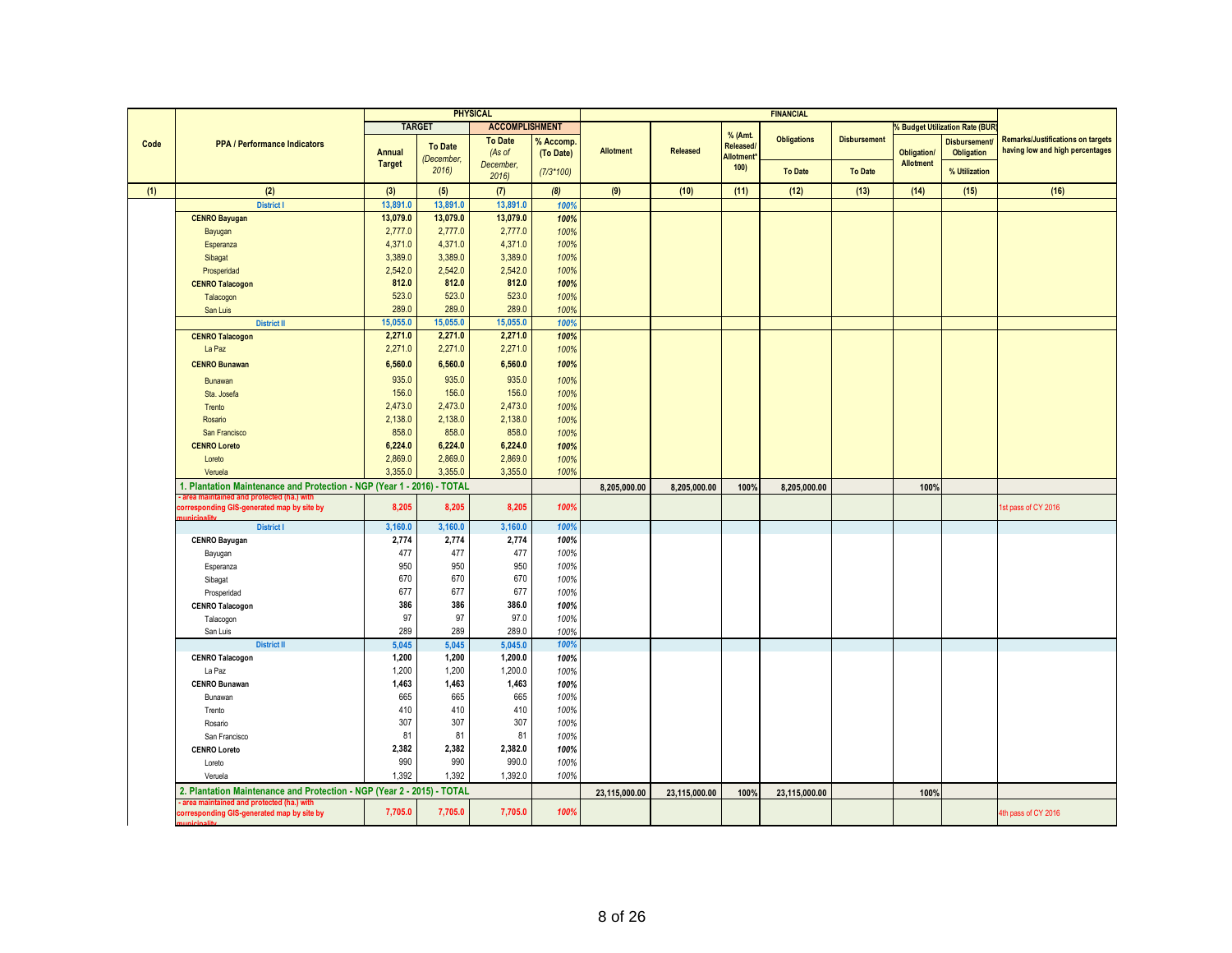| Code | PPA / Performance Indicators | PHYSICAL | | | | FINANCIAL | | | | | | | Remarks/Justifications on targets having low and high percentages |
|---|---|---|---|---|---|---|---|---|---|---|---|---|---|
| | | TARGET | | ACCOMPLISHMENT | | Allotment | Released | % (Amt. Released/ Allotment* 100) | Obligations | Disbursement | % Budget Utilization Rate (BUR) | | |
| | | Annual Target | To Date (December, 2016) | To Date (As of December, 2016) | % Accomp. (To Date) (7/3*100) | | | | To Date | To Date | Obligation/ Allotment | Disbursement/ Obligation % Utilization | |
| (1) | (2) | (3) | (5) | (7) | (8) | (9) | (10) | (11) | (12) | (13) | (14) | (15) | (16) |
| | District I | 13,891.0 | 13,891.0 | 13,891.0 | 100% | | | | | | | | |
| | CENRO Bayugan | 13,079.0 | 13,079.0 | 13,079.0 | 100% | | | | | | | | |
| | Bayugan | 2,777.0 | 2,777.0 | 2,777.0 | 100% | | | | | | | | |
| | Esperanza | 4,371.0 | 4,371.0 | 4,371.0 | 100% | | | | | | | | |
| | Sibagat | 3,389.0 | 3,389.0 | 3,389.0 | 100% | | | | | | | | |
| | Prosperidad | 2,542.0 | 2,542.0 | 2,542.0 | 100% | | | | | | | | |
| | CENRO Talacogon | 812.0 | 812.0 | 812.0 | 100% | | | | | | | | |
| | Talacogon | 523.0 | 523.0 | 523.0 | 100% | | | | | | | | |
| | San Luis | 289.0 | 289.0 | 289.0 | 100% | | | | | | | | |
| | District II | 15,055.0 | 15,055.0 | 15,055.0 | 100% | | | | | | | | |
| | CENRO Talacogon | 2,271.0 | 2,271.0 | 2,271.0 | 100% | | | | | | | | |
| | La Paz | 2,271.0 | 2,271.0 | 2,271.0 | 100% | | | | | | | | |
| | CENRO Bunawan | 6,560.0 | 6,560.0 | 6,560.0 | 100% | | | | | | | | |
| | Bunawan | 935.0 | 935.0 | 935.0 | 100% | | | | | | | | |
| | Sta. Josefa | 156.0 | 156.0 | 156.0 | 100% | | | | | | | | |
| | Trento | 2,473.0 | 2,473.0 | 2,473.0 | 100% | | | | | | | | |
| | Rosario | 2,138.0 | 2,138.0 | 2,138.0 | 100% | | | | | | | | |
| | San Francisco | 858.0 | 858.0 | 858.0 | 100% | | | | | | | | |
| | CENRO Loreto | 6,224.0 | 6,224.0 | 6,224.0 | 100% | | | | | | | | |
| | Loreto | 2,869.0 | 2,869.0 | 2,869.0 | 100% | | | | | | | | |
| | Veruela | 3,355.0 | 3,355.0 | 3,355.0 | 100% | | | | | | | | |
| | 1. Plantation Maintenance and Protection - NGP (Year 1 - 2016) - TOTAL | | | | | 8,205,000.00 | 8,205,000.00 | 100% | 8,205,000.00 | | 100% | | |
| | - area maintained and protected (ha.) with corresponding GIS-generated map by site by municipality | 8,205 | 8,205 | 8,205 | 100% | | | | | | | | 1st pass of CY 2016 |
| | District I | 3,160.0 | 3,160.0 | 3,160.0 | 100% | | | | | | | | |
| | CENRO Bayugan | 2,774 | 2,774 | 2,774 | 100% | | | | | | | | |
| | Bayugan | 477 | 477 | 477 | 100% | | | | | | | | |
| | Esperanza | 950 | 950 | 950 | 100% | | | | | | | | |
| | Sibagat | 670 | 670 | 670 | 100% | | | | | | | | |
| | Prosperidad | 677 | 677 | 677 | 100% | | | | | | | | |
| | CENRO Talacogon | 386 | 386 | 386.0 | 100% | | | | | | | | |
| | Talacogon | 97 | 97 | 97.0 | 100% | | | | | | | | |
| | San Luis | 289 | 289 | 289.0 | 100% | | | | | | | | |
| | District II | 5,045 | 5,045 | 5,045.0 | 100% | | | | | | | | |
| | CENRO Talacogon | 1,200 | 1,200 | 1,200.0 | 100% | | | | | | | | |
| | La Paz | 1,200 | 1,200 | 1,200.0 | 100% | | | | | | | | |
| | CENRO Bunawan | 1,463 | 1,463 | 1,463 | 100% | | | | | | | | |
| | Bunawan | 665 | 665 | 665 | 100% | | | | | | | | |
| | Trento | 410 | 410 | 410 | 100% | | | | | | | | |
| | Rosario | 307 | 307 | 307 | 100% | | | | | | | | |
| | San Francisco | 81 | 81 | 81 | 100% | | | | | | | | |
| | CENRO Loreto | 2,382 | 2,382 | 2,382.0 | 100% | | | | | | | | |
| | Loreto | 990 | 990 | 990.0 | 100% | | | | | | | | |
| | Veruela | 1,392 | 1,392 | 1,392.0 | 100% | | | | | | | | |
| | 2. Plantation Maintenance and Protection - NGP (Year 2 - 2015) - TOTAL | | | | | 23,115,000.00 | 23,115,000.00 | 100% | 23,115,000.00 | | 100% | | |
| | - area maintained and protected (ha.) with corresponding GIS-generated map by site by municipality | 7,705.0 | 7,705.0 | 7,705.0 | 100% | | | | | | | | 4th pass of CY 2016 |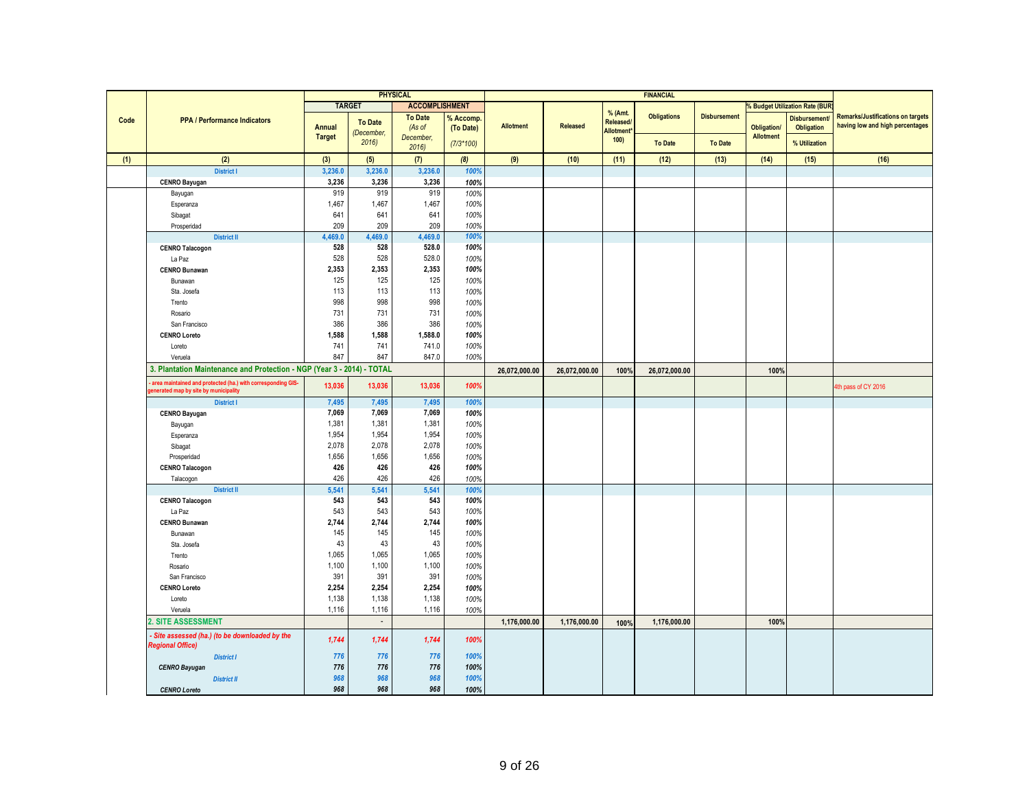| Code | PPA / Performance Indicators | PHYSICAL | | | | FINANCIAL | | | | | | | Remarks/Justifications on targets having low and high percentages |
|---|---|---|---|---|---|---|---|---|---|---|---|---|---|
| | | TARGET | | ACCOMPLISHMENT | | Allotment | Released | % (Amt. Released/ Allotment* 100) | Obligations | Disbursement | % Budget Utilization Rate (BUR) | | |
| | | Annual Target | To Date (December, 2016) | To Date (As of December, 2016) | % Accomp. (To Date) (7/3*100) | | | | To Date | To Date | Obligation/ Allotment | Disbursement/ Obligation % Utilization | |
| (1) | (2) | (3) | (5) | (7) | (8) | (9) | (10) | (11) | (12) | (13) | (14) | (15) | (16) |
| | District I | 3,236.0 | 3,236.0 | 3,236.0 | 100% | | | | | | | | |
| | CENRO Bayugan | 3,236 | 3,236 | 3,236 | 100% | | | | | | | | |
| | Bayugan | 919 | 919 | 919 | 100% | | | | | | | | |
| | Esperanza | 1,467 | 1,467 | 1,467 | 100% | | | | | | | | |
| | Sibagat | 641 | 641 | 641 | 100% | | | | | | | | |
| | Prosperidad | 209 | 209 | 209 | 100% | | | | | | | | |
| | District II | 4,469.0 | 4,469.0 | 4,469.0 | 100% | | | | | | | | |
| | CENRO Talacogon | 528 | 528 | 528.0 | 100% | | | | | | | | |
| | La Paz | 528 | 528 | 528.0 | 100% | | | | | | | | |
| | CENRO Bunawan | 2,353 | 2,353 | 2,353 | 100% | | | | | | | | |
| | Bunawan | 125 | 125 | 125 | 100% | | | | | | | | |
| | Sta. Josefa | 113 | 113 | 113 | 100% | | | | | | | | |
| | Trento | 998 | 998 | 998 | 100% | | | | | | | | |
| | Rosario | 731 | 731 | 731 | 100% | | | | | | | | |
| | San Francisco | 386 | 386 | 386 | 100% | | | | | | | | |
| | CENRO Loreto | 1,588 | 1,588 | 1,588.0 | 100% | | | | | | | | |
| | Loreto | 741 | 741 | 741.0 | 100% | | | | | | | | |
| | Veruela | 847 | 847 | 847.0 | 100% | | | | | | | | |
| | 3. Plantation Maintenance and Protection - NGP (Year 3 - 2014) - TOTAL | | | | | 26,072,000.00 | 26,072,000.00 | 100% | 26,072,000.00 | | 100% | | |
| | - area maintained and protected (ha.) with corresponding GIS-generated map by site by municipality | 13,036 | 13,036 | 13,036 | 100% | | | | | | | | 4th pass of CY 2016 |
| | District I | 7,495 | 7,495 | 7,495 | 100% | | | | | | | | |
| | CENRO Bayugan | 7,069 | 7,069 | 7,069 | 100% | | | | | | | | |
| | Bayugan | 1,381 | 1,381 | 1,381 | 100% | | | | | | | | |
| | Esperanza | 1,954 | 1,954 | 1,954 | 100% | | | | | | | | |
| | Sibagat | 2,078 | 2,078 | 2,078 | 100% | | | | | | | | |
| | Prosperidad | 1,656 | 1,656 | 1,656 | 100% | | | | | | | | |
| | CENRO Talacogon | 426 | 426 | 426 | 100% | | | | | | | | |
| | Talacogon | 426 | 426 | 426 | 100% | | | | | | | | |
| | District II | 5,541 | 5,541 | 5,541 | 100% | | | | | | | | |
| | CENRO Talacogon | 543 | 543 | 543 | 100% | | | | | | | | |
| | La Paz | 543 | 543 | 543 | 100% | | | | | | | | |
| | CENRO Bunawan | 2,744 | 2,744 | 2,744 | 100% | | | | | | | | |
| | Bunawan | 145 | 145 | 145 | 100% | | | | | | | | |
| | Sta. Josefa | 43 | 43 | 43 | 100% | | | | | | | | |
| | Trento | 1,065 | 1,065 | 1,065 | 100% | | | | | | | | |
| | Rosario | 1,100 | 1,100 | 1,100 | 100% | | | | | | | | |
| | San Francisco | 391 | 391 | 391 | 100% | | | | | | | | |
| | CENRO Loreto | 2,254 | 2,254 | 2,254 | 100% | | | | | | | | |
| | Loreto | 1,138 | 1,138 | 1,138 | 100% | | | | | | | | |
| | Veruela | 1,116 | 1,116 | 1,116 | 100% | | | | | | | | |
| | 2. SITE ASSESSMENT | | - | | | 1,176,000.00 | 1,176,000.00 | 100% | 1,176,000.00 | | 100% | | |
| | - Site assessed (ha.) (to be downloaded by the Regional Office) | 1,744 | 1,744 | 1,744 | 100% | | | | | | | | |
| | District I | 776 | 776 | 776 | 100% | | | | | | | | |
| | CENRO Bayugan | 776 | 776 | 776 | 100% | | | | | | | | |
| | District II | 968 | 968 | 968 | 100% | | | | | | | | |
| | CENRO Loreto | 968 | 968 | 968 | 100% | | | | | | | | |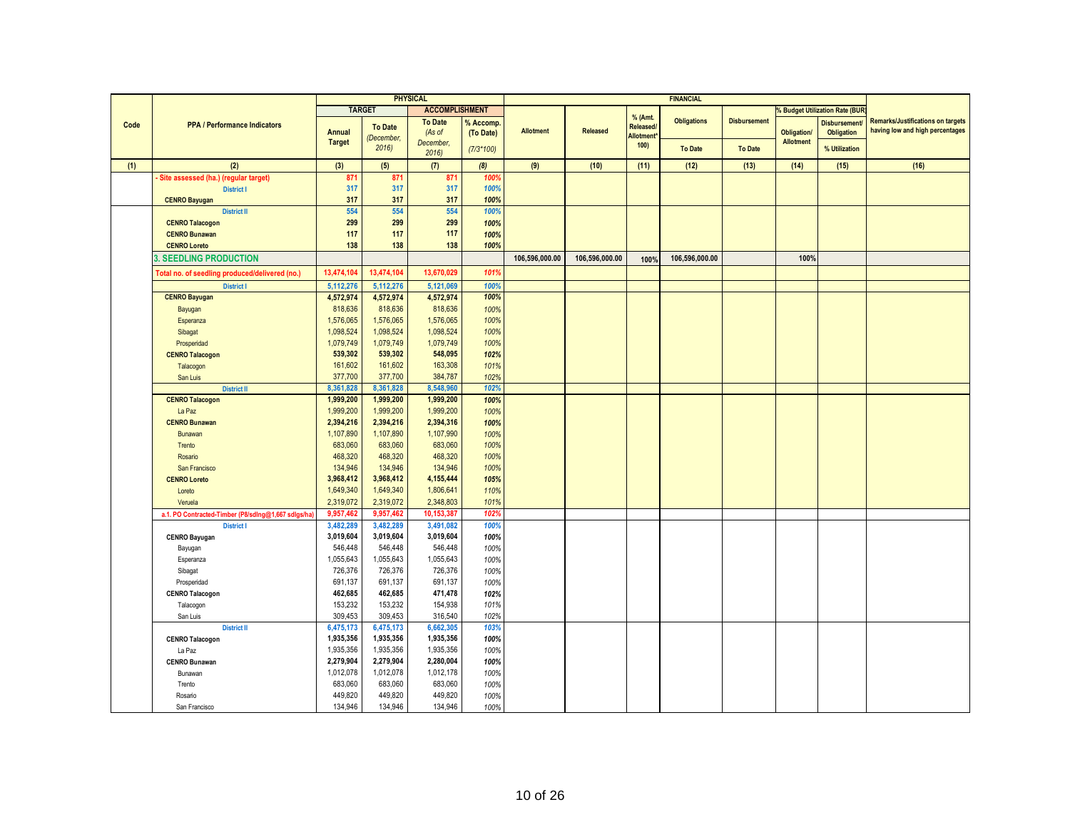| Code | PPA / Performance Indicators | PHYSICAL | | | | FINANCIAL | | | | | | | Remarks/Justifications on targets having low and high percentages |
|---|---|---|---|---|---|---|---|---|---|---|---|---|---|
| | | TARGET | | ACCOMPLISHMENT | | Allotment | Released | % (Amt. Released/ Allotment*100) | Obligations | Disbursement | % Budget Utilization Rate (BUR) | | |
| | | Annual Target | To Date (December, 2016) | To Date (As of December, 2016) | % Accomp. (To Date) (7/3*100) | | | | To Date | To Date | Obligation/ Allotment | Disbursement/ Obligation % Utilization | |
| (1) | (2) | (3) | (5) | (7) | (8) | (9) | (10) | (11) | (12) | (13) | (14) | (15) | (16) |
| | - Site assessed (ha.) (regular target) | 871 | 871 | 871 | 100% | | | | | | | | |
| | District I | 317 | 317 | 317 | 100% | | | | | | | | |
| | CENRO Bayugan | 317 | 317 | 317 | 100% | | | | | | | | |
| | District II | 554 | 554 | 554 | 100% | | | | | | | | |
| | CENRO Talacogon | 299 | 299 | 299 | 100% | | | | | | | | |
| | CENRO Bunawan | 117 | 117 | 117 | 100% | | | | | | | | |
| | CENRO Loreto | 138 | 138 | 138 | 100% | | | | | | | | |
| | 3. SEEDLING PRODUCTION | | | | | 106,596,000.00 | 106,596,000.00 | 100% | 106,596,000.00 | | 100% | | |
| | Total no. of seedling produced/delivered (no.) | 13,474,104 | 13,474,104 | 13,670,029 | 101% | | | | | | | | |
| | District I | 5,112,276 | 5,112,276 | 5,121,069 | 100% | | | | | | | | |
| | CENRO Bayugan | 4,572,974 | 4,572,974 | 4,572,974 | 100% | | | | | | | | |
| | Bayugan | 818,636 | 818,636 | 818,636 | 100% | | | | | | | | |
| | Esperanza | 1,576,065 | 1,576,065 | 1,576,065 | 100% | | | | | | | | |
| | Sibagat | 1,098,524 | 1,098,524 | 1,098,524 | 100% | | | | | | | | |
| | Prosperidad | 1,079,749 | 1,079,749 | 1,079,749 | 100% | | | | | | | | |
| | CENRO Talacogon | 539,302 | 539,302 | 548,095 | 102% | | | | | | | | |
| | Talacogon | 161,602 | 161,602 | 163,308 | 101% | | | | | | | | |
| | San Luis | 377,700 | 377,700 | 384,787 | 102% | | | | | | | | |
| | District II | 8,361,828 | 8,361,828 | 8,548,960 | 102% | | | | | | | | |
| | CENRO Talacogon | 1,999,200 | 1,999,200 | 1,999,200 | 100% | | | | | | | | |
| | La Paz | 1,999,200 | 1,999,200 | 1,999,200 | 100% | | | | | | | | |
| | CENRO Bunawan | 2,394,216 | 2,394,216 | 2,394,316 | 100% | | | | | | | | |
| | Bunawan | 1,107,890 | 1,107,890 | 1,107,990 | 100% | | | | | | | | |
| | Trento | 683,060 | 683,060 | 683,060 | 100% | | | | | | | | |
| | Rosario | 468,320 | 468,320 | 468,320 | 100% | | | | | | | | |
| | San Francisco | 134,946 | 134,946 | 134,946 | 100% | | | | | | | | |
| | CENRO Loreto | 3,968,412 | 3,968,412 | 4,155,444 | 105% | | | | | | | | |
| | Loreto | 1,649,340 | 1,649,340 | 1,806,641 | 110% | | | | | | | | |
| | Veruela | 2,319,072 | 2,319,072 | 2,348,803 | 101% | | | | | | | | |
| | a.1. PO Contracted-Timber (P8/sdlng@1,667 sdlgs/ha) | 9,957,462 | 9,957,462 | 10,153,387 | 102% | | | | | | | | |
| | District I | 3,482,289 | 3,482,289 | 3,491,082 | 100% | | | | | | | | |
| | CENRO Bayugan | 3,019,604 | 3,019,604 | 3,019,604 | 100% | | | | | | | | |
| | Bayugan | 546,448 | 546,448 | 546,448 | 100% | | | | | | | | |
| | Esperanza | 1,055,643 | 1,055,643 | 1,055,643 | 100% | | | | | | | | |
| | Sibagat | 726,376 | 726,376 | 726,376 | 100% | | | | | | | | |
| | Prosperidad | 691,137 | 691,137 | 691,137 | 100% | | | | | | | | |
| | CENRO Talacogon | 462,685 | 462,685 | 471,478 | 102% | | | | | | | | |
| | Talacogon | 153,232 | 153,232 | 154,938 | 101% | | | | | | | | |
| | San Luis | 309,453 | 309,453 | 316,540 | 102% | | | | | | | | |
| | District II | 6,475,173 | 6,475,173 | 6,662,305 | 103% | | | | | | | | |
| | CENRO Talacogon | 1,935,356 | 1,935,356 | 1,935,356 | 100% | | | | | | | | |
| | La Paz | 1,935,356 | 1,935,356 | 1,935,356 | 100% | | | | | | | | |
| | CENRO Bunawan | 2,279,904 | 2,279,904 | 2,280,004 | 100% | | | | | | | | |
| | Bunawan | 1,012,078 | 1,012,078 | 1,012,178 | 100% | | | | | | | | |
| | Trento | 683,060 | 683,060 | 683,060 | 100% | | | | | | | | |
| | Rosario | 449,820 | 449,820 | 449,820 | 100% | | | | | | | | |
| | San Francisco | 134,946 | 134,946 | 134,946 | 100% | | | | | | | | |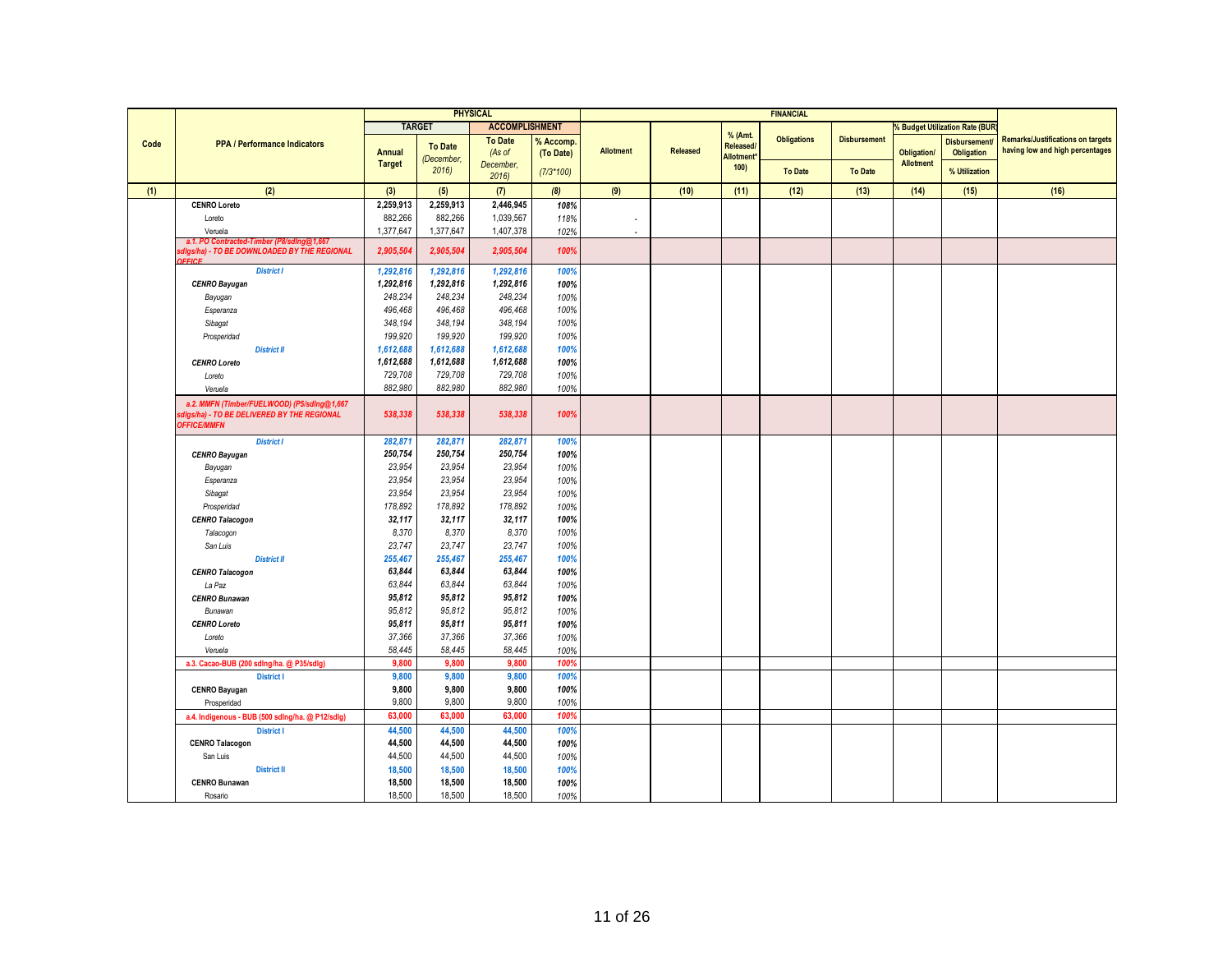| Code | PPA / Performance Indicators | PHYSICAL | | | | FINANCIAL | | | | | | | Remarks/Justifications on targets having low and high percentages |
|---|---|---|---|---|---|---|---|---|---|---|---|---|---|
| | | TARGET | | ACCOMPLISHMENT | | | | | | | % Budget Utilization Rate (BUR) | | |
| | | Annual Target | To Date (December, 2016) | To Date (As of December, 2016) | % Accomp. (To Date) (7/3*100) | Allotment | Released | % (Amt. Released/ Allotment* 100) | Obligations To Date | Disbursement To Date | Obligation/ Allotment | Disbursement/ Obligation % Utilization | |
| (1) | (2) | (3) | (5) | (7) | (8) | (9) | (10) | (11) | (12) | (13) | (14) | (15) | (16) |
| | **CENRO Loreto** | **2,259,913** | **2,259,913** | **2,446,945** | ***108%*** | | | | | | | | |
| | Loreto | 882,266 | 882,266 | 1,039,567 | *118%* | - | | | | | | | |
| | Veruela | 1,377,647 | 1,377,647 | 1,407,378 | *102%* | - | | | | | | | |
| | ***a.1. PO Contracted-Timber (P8/sdlng@1,667 sdlgs/ha) - TO BE DOWNLOADED BY THE REGIONAL OFFICE*** | ***2,905,504*** | ***2,905,504*** | ***2,905,504*** | ***100%*** | | | | | | | | |
| | ***District I*** | ***1,292,816*** | ***1,292,816*** | ***1,292,816*** | ***100%*** | | | | | | | | |
| | ***CENRO Bayugan*** | ***1,292,816*** | ***1,292,816*** | ***1,292,816*** | ***100%*** | | | | | | | | |
| | *Bayugan* | *248,234* | *248,234* | *248,234* | *100%* | | | | | | | | |
| | *Esperanza* | *496,468* | *496,468* | *496,468* | *100%* | | | | | | | | |
| | *Sibagat* | *348,194* | *348,194* | *348,194* | *100%* | | | | | | | | |
| | *Prosperidad* | *199,920* | *199,920* | *199,920* | *100%* | | | | | | | | |
| | ***District II*** | ***1,612,688*** | ***1,612,688*** | ***1,612,688*** | ***100%*** | | | | | | | | |
| | ***CENRO Loreto*** | ***1,612,688*** | ***1,612,688*** | ***1,612,688*** | ***100%*** | | | | | | | | |
| | *Loreto* | *729,708* | *729,708* | *729,708* | *100%* | | | | | | | | |
| | *Veruela* | *882,980* | *882,980* | *882,980* | *100%* | | | | | | | | |
| | ***a.2. MMFN (Timber/FUELWOOD) (P5/sdlng@1,667 sdlgs/ha) - TO BE DELIVERED BY THE REGIONAL OFFICE/MMFN*** | ***538,338*** | ***538,338*** | ***538,338*** | ***100%*** | | | | | | | | |
| | ***District I*** | ***282,871*** | ***282,871*** | ***282,871*** | ***100%*** | | | | | | | | |
| | ***CENRO Bayugan*** | ***250,754*** | ***250,754*** | ***250,754*** | ***100%*** | | | | | | | | |
| | *Bayugan* | *23,954* | *23,954* | *23,954* | *100%* | | | | | | | | |
| | *Esperanza* | *23,954* | *23,954* | *23,954* | *100%* | | | | | | | | |
| | *Sibagat* | *23,954* | *23,954* | *23,954* | *100%* | | | | | | | | |
| | *Prosperidad* | *178,892* | *178,892* | *178,892* | *100%* | | | | | | | | |
| | ***CENRO Talacogon*** | ***32,117*** | ***32,117*** | ***32,117*** | ***100%*** | | | | | | | | |
| | *Talacogon* | *8,370* | *8,370* | *8,370* | *100%* | | | | | | | | |
| | *San Luis* | *23,747* | *23,747* | *23,747* | *100%* | | | | | | | | |
| | ***District II*** | ***255,467*** | ***255,467*** | ***255,467*** | ***100%*** | | | | | | | | |
| | ***CENRO Talacogon*** | ***63,844*** | ***63,844*** | ***63,844*** | ***100%*** | | | | | | | | |
| | *La Paz* | *63,844* | *63,844* | *63,844* | *100%* | | | | | | | | |
| | ***CENRO Bunawan*** | ***95,812*** | ***95,812*** | ***95,812*** | ***100%*** | | | | | | | | |
| | *Bunawan* | *95,812* | *95,812* | *95,812* | *100%* | | | | | | | | |
| | ***CENRO Loreto*** | ***95,811*** | ***95,811*** | ***95,811*** | ***100%*** | | | | | | | | |
| | *Loreto* | *37,366* | *37,366* | *37,366* | *100%* | | | | | | | | |
| | *Veruela* | *58,445* | *58,445* | *58,445* | *100%* | | | | | | | | |
| | **a.3. Cacao-BUB (200 sdlng/ha. @ P35/sdlg)** | **9,800** | **9,800** | **9,800** | ***100%*** | | | | | | | | |
| | **District I** | **9,800** | **9,800** | **9,800** | ***100%*** | | | | | | | | |
| | **CENRO Bayugan** | **9,800** | **9,800** | **9,800** | ***100%*** | | | | | | | | |
| | Prosperidad | 9,800 | 9,800 | 9,800 | *100%* | | | | | | | | |
| | **a.4. Indigenous - BUB (500 sdlng/ha. @ P12/sdlg)** | **63,000** | **63,000** | **63,000** | ***100%*** | | | | | | | | |
| | **District I** | **44,500** | **44,500** | **44,500** | ***100%*** | | | | | | | | |
| | **CENRO Talacogon** | **44,500** | **44,500** | **44,500** | ***100%*** | | | | | | | | |
| | San Luis | 44,500 | 44,500 | 44,500 | *100%* | | | | | | | | |
| | **District II** | **18,500** | **18,500** | **18,500** | ***100%*** | | | | | | | | |
| | **CENRO Bunawan** | **18,500** | **18,500** | **18,500** | ***100%*** | | | | | | | | |
| | Rosario | 18,500 | 18,500 | 18,500 | *100%* | | | | | | | | |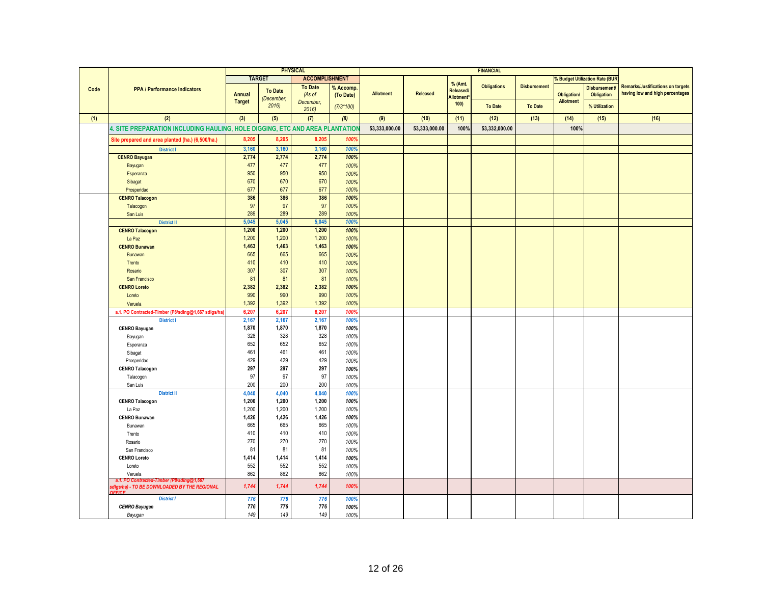| Code | PPA / Performance Indicators | PHYSICAL | | | | FINANCIAL | | | | | | | Remarks/Justifications on targets having low and high percentages |
|---|---|---|---|---|---|---|---|---|---|---|---|---|---|
| | | TARGET | | ACCOMPLISHMENT | | Allotment | Released | % (Amt. Released/ Allotment* 100) | Obligations | Disbursement | % Budget Utilization Rate (BUR) | | |
| | | Annual Target | To Date (December, 2016) | To Date (As of December, 2016) | % Accomp. (To Date) (7/3*100) | | | | To Date | To Date | Obligation/ Allotment | Disbursement/ Obligation % Utilization | |
| (1) | (2) | (3) | (5) | (7) | (8) | (9) | (10) | (11) | (12) | (13) | (14) | (15) | (16) |
| | **4. SITE PREPARATION INCLUDING HAULING, HOLE DIGGING, ETC AND AREA PLANTATION** | | | | | 53,333,000.00 | 53,333,000.00 | 100% | 53,332,000.00 | | 100% | | |
| | **Site prepared and area planted (ha.) (6,500/ha.)** | 8,205 | 8,205 | 8,205 | 100% | | | | | | | | |
| | **District I** | 3,160 | 3,160 | 3,160 | 100% | | | | | | | | |
| | **CENRO Bayugan** | 2,774 | 2,774 | 2,774 | 100% | | | | | | | | |
| | Bayugan | 477 | 477 | 477 | 100% | | | | | | | | |
| | Esperanza | 950 | 950 | 950 | 100% | | | | | | | | |
| | Sibagat | 670 | 670 | 670 | 100% | | | | | | | | |
| | Prosperidad | 677 | 677 | 677 | 100% | | | | | | | | |
| | **CENRO Talacogon** | 386 | 386 | 386 | 100% | | | | | | | | |
| | Talacogon | 97 | 97 | 97 | 100% | | | | | | | | |
| | San Luis | 289 | 289 | 289 | 100% | | | | | | | | |
| | **District II** | 5,045 | 5,045 | 5,045 | 100% | | | | | | | | |
| | **CENRO Talacogon** | 1,200 | 1,200 | 1,200 | 100% | | | | | | | | |
| | La Paz | 1,200 | 1,200 | 1,200 | 100% | | | | | | | | |
| | **CENRO Bunawan** | 1,463 | 1,463 | 1,463 | 100% | | | | | | | | |
| | Bunawan | 665 | 665 | 665 | 100% | | | | | | | | |
| | Trento | 410 | 410 | 410 | 100% | | | | | | | | |
| | Rosario | 307 | 307 | 307 | 100% | | | | | | | | |
| | San Francisco | 81 | 81 | 81 | 100% | | | | | | | | |
| | **CENRO Loreto** | 2,382 | 2,382 | 2,382 | 100% | | | | | | | | |
| | Loreto | 990 | 990 | 990 | 100% | | | | | | | | |
| | Veruela | 1,392 | 1,392 | 1,392 | 100% | | | | | | | | |
| | **a.1. PO Contracted-Timber (P8/sdlng@1,667 sdlgs/ha)** | 6,207 | 6,207 | 6,207 | 100% | | | | | | | | |
| | **District I** | 2,167 | 2,167 | 2,167 | 100% | | | | | | | | |
| | **CENRO Bayugan** | 1,870 | 1,870 | 1,870 | 100% | | | | | | | | |
| | Bayugan | 328 | 328 | 328 | 100% | | | | | | | | |
| | Esperanza | 652 | 652 | 652 | 100% | | | | | | | | |
| | Sibagat | 461 | 461 | 461 | 100% | | | | | | | | |
| | Prosperidad | 429 | 429 | 429 | 100% | | | | | | | | |
| | **CENRO Talacogon** | 297 | 297 | 297 | 100% | | | | | | | | |
| | Talacogon | 97 | 97 | 97 | 100% | | | | | | | | |
| | San Luis | 200 | 200 | 200 | 100% | | | | | | | | |
| | **District II** | 4,040 | 4,040 | 4,040 | 100% | | | | | | | | |
| | **CENRO Talacogon** | 1,200 | 1,200 | 1,200 | 100% | | | | | | | | |
| | La Paz | 1,200 | 1,200 | 1,200 | 100% | | | | | | | | |
| | **CENRO Bunawan** | 1,426 | 1,426 | 1,426 | 100% | | | | | | | | |
| | Bunawan | 665 | 665 | 665 | 100% | | | | | | | | |
| | Trento | 410 | 410 | 410 | 100% | | | | | | | | |
| | Rosario | 270 | 270 | 270 | 100% | | | | | | | | |
| | San Francisco | 81 | 81 | 81 | 100% | | | | | | | | |
| | **CENRO Loreto** | 1,414 | 1,414 | 1,414 | 100% | | | | | | | | |
| | Loreto | 552 | 552 | 552 | 100% | | | | | | | | |
| | Veruela | 862 | 862 | 862 | 100% | | | | | | | | |
| | ***a.1. PO Contracted-Timber (P8/sdlng@1,667 sdlgs/ha) - TO BE DOWNLOADED BY THE REGIONAL OFFICE*** | *1,744* | *1,744* | *1,744* | *100%* | | | | | | | | |
| | ***District I*** | *776* | *776* | *776* | *100%* | | | | | | | | |
| | ***CENRO Bayugan*** | *776* | *776* | *776* | *100%* | | | | | | | | |
| | *Bayugan* | *149* | *149* | *149* | *100%* | | | | | | | | |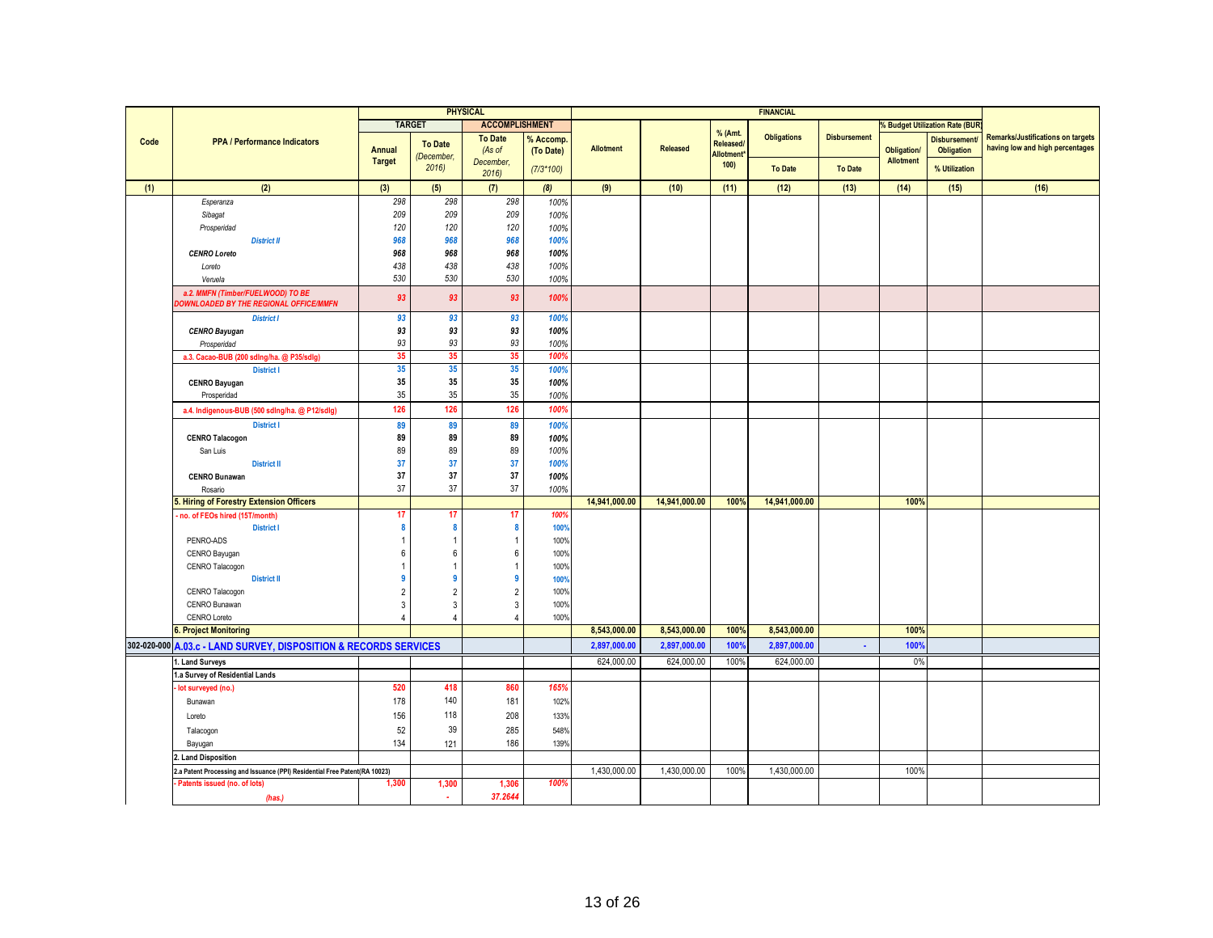| Code | PPA / Performance Indicators | PHYSICAL | | | | FINANCIAL | | | | | | | Remarks/Justifications on targets having low and high percentages |
|---|---|---|---|---|---|---|---|---|---|---|---|---|---|
| | | TARGET | | ACCOMPLISHMENT | | Allotment | Released | % (Amt. Released/ Allotment* 100) | Obligations | Disbursement | % Budget Utilization Rate (BUR) | | |
| | | Annual Target | To Date (December, 2016) | To Date (As of December, 2016) | % Accomp. (To Date) (7/3*100) | | | | To Date | To Date | Obligation/ Allotment | Disbursement/ Obligation % Utilization | |
| (1) | (2) | (3) | (5) | (7) | (8) | (9) | (10) | (11) | (12) | (13) | (14) | (15) | (16) |
| | *Esperanza* | *298* | *298* | *298* | *100%* | | | | | | | | |
| | *Sibagat* | *209* | *209* | *209* | *100%* | | | | | | | | |
| | *Prosperidad* | *120* | *120* | *120* | *100%* | | | | | | | | |
| | ***District II*** | ***968*** | ***968*** | ***968*** | ***100%*** | | | | | | | | |
| | ***CENRO Loreto*** | ***968*** | ***968*** | ***968*** | ***100%*** | | | | | | | | |
| | *Loreto* | *438* | *438* | *438* | *100%* | | | | | | | | |
| | *Veruela* | *530* | *530* | *530* | *100%* | | | | | | | | |
| | ***a.2. MMFN (Timber/FUELWOOD) TO BE DOWNLOADED BY THE REGIONAL OFFICE/MMFN*** | ***93*** | ***93*** | ***93*** | ***100%*** | | | | | | | | |
| | ***District I*** | ***93*** | ***93*** | ***93*** | ***100%*** | | | | | | | | |
| | ***CENRO Bayugan*** | ***93*** | ***93*** | ***93*** | ***100%*** | | | | | | | | |
| | *Prosperidad* | *93* | *93* | *93* | *100%* | | | | | | | | |
| | **a.3. Cacao-BUB (200 sdlng/ha. @ P35/sdlg)** | **35** | **35** | **35** | ***100%*** | | | | | | | | |
| | **District I** | **35** | **35** | **35** | ***100%*** | | | | | | | | |
| | **CENRO Bayugan** | **35** | **35** | **35** | ***100%*** | | | | | | | | |
| | Prosperidad | 35 | 35 | 35 | *100%* | | | | | | | | |
| | **a.4. Indigenous-BUB (500 sdlng/ha. @ P12/sdlg)** | **126** | **126** | **126** | ***100%*** | | | | | | | | |
| | **District I** | **89** | **89** | **89** | ***100%*** | | | | | | | | |
| | **CENRO Talacogon** | **89** | **89** | **89** | ***100%*** | | | | | | | | |
| | San Luis | 89 | 89 | 89 | *100%* | | | | | | | | |
| | **District II** | **37** | **37** | **37** | ***100%*** | | | | | | | | |
| | **CENRO Bunawan** | **37** | **37** | **37** | ***100%*** | | | | | | | | |
| | Rosario | 37 | 37 | 37 | *100%* | | | | | | | | |
| | **5. Hiring of Forestry Extension Officers** | | | | | **14,941,000.00** | **14,941,000.00** | **100%** | **14,941,000.00** | | **100%** | | |
| | **- no. of FEOs hired (15T/month)** | **17** | **17** | **17** | ***100%*** | | | | | | | | |
| | **District I** | **8** | **8** | **8** | **100%** | | | | | | | | |
| | PENRO-ADS | 1 | 1 | 1 | 100% | | | | | | | | |
| | CENRO Bayugan | 6 | 6 | 6 | 100% | | | | | | | | |
| | CENRO Talacogon | 1 | 1 | 1 | 100% | | | | | | | | |
| | **District II** | **9** | **9** | **9** | **100%** | | | | | | | | |
| | CENRO Talacogon | 2 | 2 | 2 | 100% | | | | | | | | |
| | CENRO Bunawan | 3 | 3 | 3 | 100% | | | | | | | | |
| | CENRO Loreto | 4 | 4 | 4 | 100% | | | | | | | | |
| | **6. Project Monitoring** | | | | | **8,543,000.00** | **8,543,000.00** | **100%** | **8,543,000.00** | | **100%** | | |
| **302-020-000** | **A.03.c - LAND SURVEY, DISPOSITION & RECORDS SERVICES** | | | | | **2,897,000.00** | **2,897,000.00** | **100%** | **2,897,000.00** | **-** | **100%** | | |
| | **1. Land Surveys** | | | | | 624,000.00 | 624,000.00 | 100% | 624,000.00 | | 0% | | |
| | **1.a Survey of Residential Lands** | | | | | | | | | | | | |
| | **- lot surveyed (no.)** | **520** | **418** | **860** | ***165%*** | | | | | | | | |
| | Bunawan | 178 | 140 | 181 | 102% | | | | | | | | |
| | Loreto | 156 | 118 | 208 | 133% | | | | | | | | |
| | Talacogon | 52 | 39 | 285 | 548% | | | | | | | | |
| | Bayugan | 134 | 121 | 186 | 139% | | | | | | | | |
| | **2. Land Disposition** | | | | | | | | | | | | |
| | **2.a Patent Processing and Issuance (PPI) Residential Free Patent(RA 10023)** | | | | | 1,430,000.00 | 1,430,000.00 | 100% | 1,430,000.00 | | 100% | | |
| | **- Patents issued (no. of lots)** | **1,300** | **1,300** | **1,306** | ***100%*** | | | | | | | | |
| | ***(has.)*** | | **-** | ***37.2644*** | | | | | | | | | |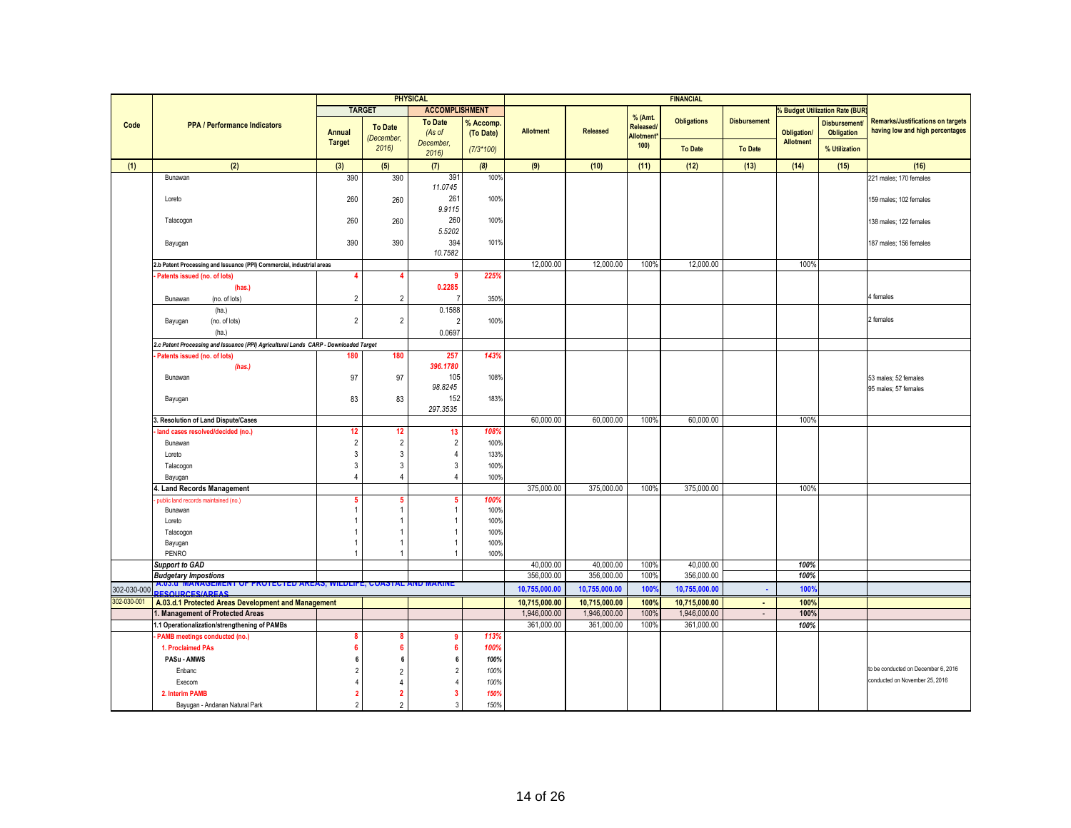| Code | PPA / Performance Indicators | PHYSICAL | | | | FINANCIAL | | | | | | | Remarks/Justifications on targets having low and high percentages |
|---|---|---|---|---|---|---|---|---|---|---|---|---|---|
| | | TARGET | | ACCOMPLISHMENT | | Allotment | Released | % (Amt. Released/ Allotment* 100) | Obligations | Disbursement | % Budget Utilization Rate (BUR) | | |
| | | Annual Target | To Date (December, 2016) | To Date (As of December, 2016) | % Accomp. (To Date) (7/3*100) | | | | To Date | To Date | Obligation/ Allotment | Disbursement/ Obligation % Utilization | |
| (1) | (2) | (3) | (5) | (7) | (8) | (9) | (10) | (11) | (12) | (13) | (14) | (15) | (16) |
| | Bunawan | 390 | 390 | 391 11.0745 | 100% | | | | | | | | 221 males; 170 females |
| | Loreto | 260 | 260 | 261 9.9115 | 100% | | | | | | | | 159 males; 102 females |
| | Talacogon | 260 | 260 | 260 5.5202 | 100% | | | | | | | | 138 males; 122 females |
| | Bayugan | 390 | 390 | 394 10.7582 | 101% | | | | | | | | 187 males; 156 females |
| | 2.b Patent Processing and Issuance (PPI) Commercial, industrial areas | | | | | 12,000.00 | 12,000.00 | 100% | 12,000.00 | | 100% | | |
| | - Patents issued (no. of lots) (has.) | 4 | 4 | 9 0.2285 | 225% | | | | | | | | |
| | Bunawan (no. of lots) (ha.) | 2 | 2 | 7 0.1588 | 350% | | | | | | | | 4 females |
| | Bayugan (no. of lots) (ha.) | 2 | 2 | 2 0.0697 | 100% | | | | | | | | 2 females |
| | 2.c Patent Processing and Issuance (PPI) Agricultural Lands CARP - Downloaded Target | | | | | | | | | | | | |
| | - Patents issued (no. of lots) (has.) | 180 | 180 | 257 396.1780 | 143% | | | | | | | | |
| | Bunawan | 97 | 97 | 105 98.8245 | 108% | | | | | | | | 53 males; 52 females |
| | Bayugan | 83 | 83 | 152 297.3535 | 183% | | | | | | | | 95 males; 57 females |
| | 3. Resolution of Land Dispute/Cases | | | | | 60,000.00 | 60,000.00 | 100% | 60,000.00 | | 100% | | |
| | - land cases resolved/decided (no.) | 12 | 12 | 13 | 108% | | | | | | | | |
| | Bunawan | 2 | 2 | 2 | 100% | | | | | | | | |
| | Loreto | 3 | 3 | 4 | 133% | | | | | | | | |
| | Talacogon | 3 | 3 | 3 | 100% | | | | | | | | |
| | Bayugan | 4 | 4 | 4 | 100% | | | | | | | | |
| | 4. Land Records Management | | | | | 375,000.00 | 375,000.00 | 100% | 375,000.00 | | 100% | | |
| | - public land records maintained (no.) | 5 | 5 | 5 | 100% | | | | | | | | |
| | Bunawan | 1 | 1 | 1 | 100% | | | | | | | | |
| | Loreto | 1 | 1 | 1 | 100% | | | | | | | | |
| | Talacogon | 1 | 1 | 1 | 100% | | | | | | | | |
| | Bayugan | 1 | 1 | 1 | 100% | | | | | | | | |
| | PENRO | 1 | 1 | 1 | 100% | | | | | | | | |
| | *Support to GAD* | | | | | 40,000.00 | 40,000.00 | 100% | 40,000.00 | | 100% | | |
| | *Budgetary Impostions* | | | | | 356,000.00 | 356,000.00 | 100% | 356,000.00 | | 100% | | |
| 302-030-000 | A.03.d MANAGEMENT OF PROTECTED AREAS, WILDLIFE, COASTAL AND MARINE RESOURCES/AREAS | | | | | 10,755,000.00 | 10,755,000.00 | 100% | 10,755,000.00 | - | 100% | | |
| 302-030-001 | A.03.d.1 Protected Areas Development and Management | | | | | 10,715,000.00 | 10,715,000.00 | 100% | 10,715,000.00 | - | 100% | | |
| | 1. Management of Protected Areas | | | | | 1,946,000.00 | 1,946,000.00 | 100% | 1,946,000.00 | - | 100% | | |
| | 1.1 Operationalization/strengthening of PAMBs | | | | | 361,000.00 | 361,000.00 | 100% | 361,000.00 | | 100% | | |
| | - PAMB meetings conducted (no.) | 8 | 8 | 9 | 113% | | | | | | | | |
| | 1. Proclaimed PAs | 6 | 6 | 6 | 100% | | | | | | | | |
| | PASu - AMWS | 6 | 6 | 6 | 100% | | | | | | | | |
| | Enbanc | 2 | 2 | 2 | 100% | | | | | | | | to be conducted on December 6, 2016 |
| | Execom | 4 | 4 | 4 | 100% | | | | | | | | conducted on November 25, 2016 |
| | 2. Interim PAMB | 2 | 2 | 3 | 150% | | | | | | | | |
| | Bayugan - Andanan Natural Park | 2 | 2 | 3 | 150% | | | | | | | | |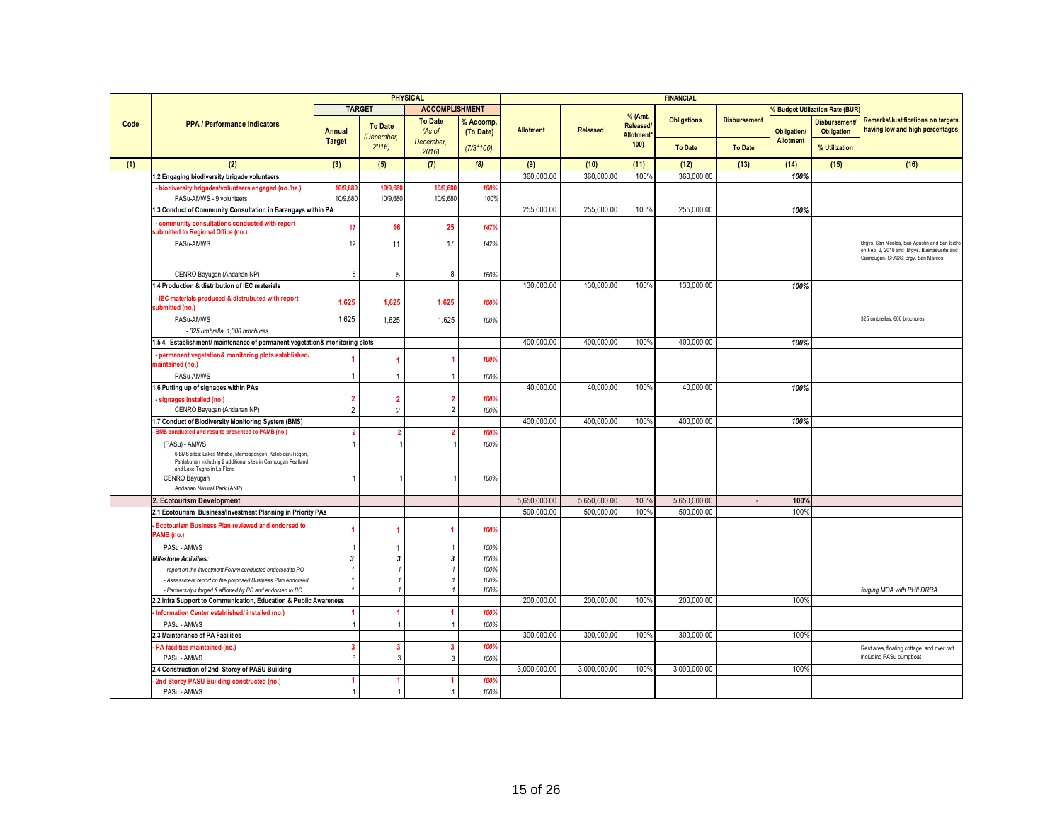| Code | PPA / Performance Indicators | PHYSICAL | | | | FINANCIAL | | | | | % Budget Utilization Rate (BUR) | | Remarks/Justifications on targets having low and high percentages |
|---|---|---|---|---|---|---|---|---|---|---|---|---|---|
| | | TARGET | | ACCOMPLISHMENT | | | | | | | | | |
| | | Annual Target | To Date (December, 2016) | To Date (As of December, 2016) | % Accomp. (To Date) (7/3*100) | Allotment | Released | % (Amt. Released/ Allotment* 100) | Obligations To Date | Disbursement To Date | Obligation/ Allotment | Disbursement/ Obligation % Utilization | |
| (1) | (2) | (3) | (5) | (7) | (8) | (9) | (10) | (11) | (12) | (13) | (14) | (15) | (16) |
| | 1.2 Engaging biodiversity brigade volunteers | | | | | 360,000.00 | 360,000.00 | 100% | 360,000.00 | | 100% | | |
| | - biodiversity brigades/volunteers engaged (no./ha.) | 10/9,680 | 10/9,680 | 10/9,680 | 100% | | | | | | | | |
| | PASu-AMWS - 9 volunteers | 10/9,680 | 10/9,680 | 10/9,680 | 100% | | | | | | | | |
| | 1.3 Conduct of Community Consultation in Barangays within PA | | | | | 255,000.00 | 255,000.00 | 100% | 255,000.00 | | 100% | | |
| | - community consultations conducted with report submitted to Regional Office (no.) | 17 | 16 | 25 | 147% | | | | | | | | |
| | PASu-AMWS | 12 | 11 | 17 | 142% | | | | | | | | Brgys. San Nicolas, San Agustin and San Isidro on Feb. 2, 2016 and Brgys. Buenasuerte and Caimpugan, SFADS; Brgy. San Marcos |
| | CENRO Bayugan (Andanan NP) | 5 | 5 | 8 | 160% | | | | | | | | |
| | 1.4 Production & distribution of IEC materials | | | | | 130,000.00 | 130,000.00 | 100% | 130,000.00 | | 100% | | |
| | - IEC materials produced & distrubuted with report submitted (no.) | 1,625 | 1,625 | 1,625 | 100% | | | | | | | | |
| | PASu-AMWS | 1,625 | 1,625 | 1,625 | 100% | | | | | | | | 325 umbrellas, 600 brochures |
| | *- 325 umbrella, 1,300 brochures* | | | | | | | | | | | | |
| | 1.5 4. Establishment/ maintenance of permanent vegetation& monitoring plots | | | | | 400,000.00 | 400,000.00 | 100% | 400,000.00 | | 100% | | |
| | - permanent vegetation& monitoring plots established/ maintained (no.) | 1 | 1 | 1 | 100% | | | | | | | | |
| | PASu-AMWS | 1 | 1 | 1 | 100% | | | | | | | | |
| | 1.6 Putting up of signages within PAs | | | | | 40,000.00 | 40,000.00 | 100% | 40,000.00 | | 100% | | |
| | - signages installed (no.) | 2 | 2 | 2 | 100% | | | | | | | | |
| | CENRO Bayugan (Andanan NP) | 2 | 2 | 2 | 100% | | | | | | | | |
| | 1.7 Conduct of Biodiversity Monitoring System (BMS) | | | | | 400,000.00 | 400,000.00 | 100% | 400,000.00 | | 100% | | |
| | - BMS conducted and results presented to PAMB (no.) | 2 | 2 | 2 | 100% | | | | | | | | |
| | (PASu) - AMWS<br>6 BMS sites: Lakes Mihaba, Mambagongon, Kelobidan/Ticgon, Panlabuhan including 2 additional sites in Caimpugan Peatland and Lake Tugno in La Flora | 1 | 1 | 1 | 100% | | | | | | | | |
| | CENRO Bayugan<br>Andanan Natural Park (ANP) | 1 | 1 | 1 | 100% | | | | | | | | |
| | **2. Ecotourism Development** | | | | | 5,650,000.00 | 5,650,000.00 | 100% | 5,650,000.00 | - | 100% | | |
| | 2.1 Ecotourism Business/Investment Planning in Priority PAs | | | | | 500,000.00 | 500,000.00 | 100% | 500,000.00 | | 100% | | |
| | - Ecotourism Business Plan reviewed and endorsed to PAMB (no.) | 1 | 1 | 1 | 100% | | | | | | | | |
| | PASu - AMWS | 1 | 1 | 1 | 100% | | | | | | | | |
| | *Milestone Activities:* | 3 | 3 | 3 | 100% | | | | | | | | |
| | *- report on the Investment Forum conducted endorsed to RO* | 1 | 1 | 1 | 100% | | | | | | | | |
| | *- Assessment report on the proposed Business Plan endorsed* | 1 | 1 | 1 | 100% | | | | | | | | |
| | *- Partnerships forged & affirmed by RD and endorsed to RO* | 1 | 1 | 1 | 100% | | | | | | | | *forging MOA with PHILDRRA* |
| | 2.2 Infra Support to Communication, Education & Public Awareness | | | | | 200,000.00 | 200,000.00 | 100% | 200,000.00 | | 100% | | |
| | - Information Center established/ installed (no.) | 1 | 1 | 1 | 100% | | | | | | | | |
| | PASu - AMWS | 1 | 1 | 1 | 100% | | | | | | | | |
| | 2.3 Maintenance of PA Facilities | | | | | 300,000.00 | 300,000.00 | 100% | 300,000.00 | | 100% | | |
| | - PA facilities maintained (no.) | 3 | 3 | 3 | 100% | | | | | | | | Rest area, floating cottage, and river raft including PASu pumpboat |
| | PASu - AMWS | 3 | 3 | 3 | 100% | | | | | | | | |
| | 2.4 Construction of 2nd Storey of PASU Building | | | | | 3,000,000.00 | 3,000,000.00 | 100% | 3,000,000.00 | | 100% | | |
| | - 2nd Storey PASU Building constructed (no.) | 1 | 1 | 1 | 100% | | | | | | | | |
| | PASu - AMWS | 1 | 1 | 1 | 100% | | | | | | | | |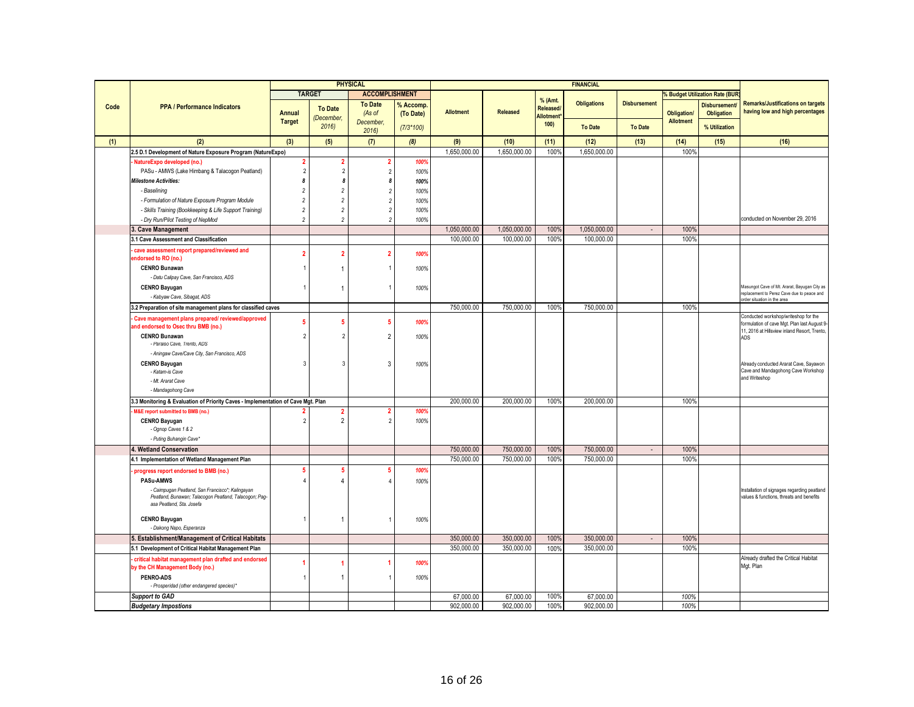| Code | PPA / Performance Indicators | PHYSICAL | | | | FINANCIAL | | | | | | | Remarks/Justifications on targets having low and high percentages |
|---|---|---|---|---|---|---|---|---|---|---|---|---|---|
| | | TARGET | | ACCOMPLISHMENT | | Allotment | Released | % (Amt. Released/ Allotment* 100) | Obligations | Disbursement | % Budget Utilization Rate (BUR) | | |
| | | Annual Target | To Date (December, 2016) | To Date (As of December, 2016) | % Accomp. (To Date) (7/3*100) | | | | To Date | To Date | Obligation/ Allotment | Disbursement/ Obligation % Utilization | |
| (1) | (2) | (3) | (5) | (7) | (8) | (9) | (10) | (11) | (12) | (13) | (14) | (15) | (16) |
| | 2.5 D.1 Development of Nature Exposure Program (NatureExpo) | | | | | 1,650,000.00 | 1,650,000.00 | 100% | 1,650,000.00 | | 100% | | |
| | - NatureExpo developed (no.) | 2 | 2 | 2 | 100% | | | | | | | | |
| | PASu - AMWS (Lake Himbang & Talacogon Peatland) | 2 | 2 | 2 | 100% | | | | | | | | |
| | *Milestone Activities:* | *8* | *8* | *8* | *100%* | | | | | | | | |
| | *- Baselining* | *2* | *2* | *2* | *100%* | | | | | | | | |
| | *- Formulation of Nature Exposure Program Module* | *2* | *2* | *2* | *100%* | | | | | | | | |
| | *- Skills Training (Bookkeeping & Life Support Training)* | *2* | *2* | *2* | *100%* | | | | | | | | |
| | *- Dry Run/Pilot Testing of NepMod* | *2* | *2* | *2* | *100%* | | | | | | | | conducted on November 29, 2016 |
| | **3. Cave Management** | | | | | 1,050,000.00 | 1,050,000.00 | 100% | 1,050,000.00 | - | 100% | | |
| | **3.1 Cave Assessment and Classification** | | | | | 100,000.00 | 100,000.00 | 100% | 100,000.00 | | 100% | | |
| | - cave assessment report prepared/reviewed and endorsed to RO (no.) | 2 | 2 | 2 | 100% | | | | | | | | |
| | **CENRO Bunawan** | 1 | 1 | 1 | 100% | | | | | | | | |
| | *- Datu Calipay Cave, San Francisco, ADS* | | | | | | | | | | | | |
| | **CENRO Bayugan** | 1 | 1 | 1 | 100% | | | | | | | | Masungot Cave of Mt. Ararat, Bayugan City as replacement to Perez Cave due to peace and order situation in the area |
| | *- Kabyaw Cave, Sibagat, ADS* | | | | | | | | | | | | |
| | **3.2 Preparation of site management plans for classified caves** | | | | | 750,000.00 | 750,000.00 | 100% | 750,000.00 | | 100% | | |
| | - Cave management plans prepared/ reviewed/approved and endorsed to Osec thru BMB (no.) | 5 | 5 | 5 | 100% | | | | | | | | Conducted workshop/writeshop for the formulation of cave Mgt. Plan last August 9-11, 2016 at Hillsview inland Resort, Trento, ADS |
| | **CENRO Bunawan** | 2 | 2 | 2 | 100% | | | | | | | | |
| | *- Paraiso Cave, Trento, ADS* | | | | | | | | | | | | |
| | *- Aningaw Cave/Cave City, San Francisco, ADS* | | | | | | | | | | | | |
| | **CENRO Bayugan** | 3 | 3 | 3 | 100% | | | | | | | | Already conducted Ararat Cave, Sayawon Cave and Mandagohong Cave Workshop and Writeshop |
| | *- Katam-is Cave* | | | | | | | | | | | | |
| | *- Mt. Ararat Cave* | | | | | | | | | | | | |
| | *- Mandagohong Cave* | | | | | | | | | | | | |
| | **3.3 Monitoring & Evaluation of Priority Caves - Implementation of Cave Mgt. Plan** | | | | | 200,000.00 | 200,000.00 | 100% | 200,000.00 | | 100% | | |
| | - M&E report submitted to BMB (no.) | 2 | 2 | 2 | 100% | | | | | | | | |
| | **CENRO Bayugan** | 2 | 2 | 2 | 100% | | | | | | | | |
| | *- Ognop Caves 1 & 2* | | | | | | | | | | | | |
| | *- Puting Buhangin Cave** | | | | | | | | | | | | |
| | **4. Wetland Conservation** | | | | | 750,000.00 | 750,000.00 | 100% | 750,000.00 | - | 100% | | |
| | **4.1 Implementation of Wetland Management Plan** | | | | | 750,000.00 | 750,000.00 | 100% | 750,000.00 | | 100% | | |
| | - progress report endorsed to BMB (no.) | 5 | 5 | 5 | 100% | | | | | | | | |
| | **PASu-AMWS** | 4 | 4 | 4 | 100% | | | | | | | | Installation of signages regarding peatland values & functions, threats and benefits |
| | *- Caimpugan Peatland, San Francisco*; Kalingayan Peatland, Bunawan; Talacogon Peatland, Talacogon; Pag-asa Peatland, Sta. Josefa* | | | | | | | | | | | | |
| | **CENRO Bayugan** | 1 | 1 | 1 | 100% | | | | | | | | |
| | *- Dakong Napo, Esperanza* | | | | | | | | | | | | |
| | **5. Establishment/Management of Critical Habitats** | | | | | 350,000.00 | 350,000.00 | 100% | 350,000.00 | - | 100% | | |
| | **5.1 Development of Critical Habitat Management Plan** | | | | | 350,000.00 | 350,000.00 | 100% | 350,000.00 | | 100% | | |
| | - critical habitat management plan drafted and endorsed by the CH Management Body (no.) | 1 | 1 | 1 | 100% | | | | | | | | Already drafted the Critical Habitat Mgt. Plan |
| | **PENRO-ADS** | 1 | 1 | 1 | 100% | | | | | | | | |
| | *- Prosperidad (other endangered species)** | | | | | | | | | | | | |
| | ***Support to GAD*** | | | | | 67,000.00 | 67,000.00 | 100% | 67,000.00 | | *100%* | | |
| | ***Budgetary Impostions*** | | | | | 902,000.00 | 902,000.00 | 100% | 902,000.00 | | *100%* | | |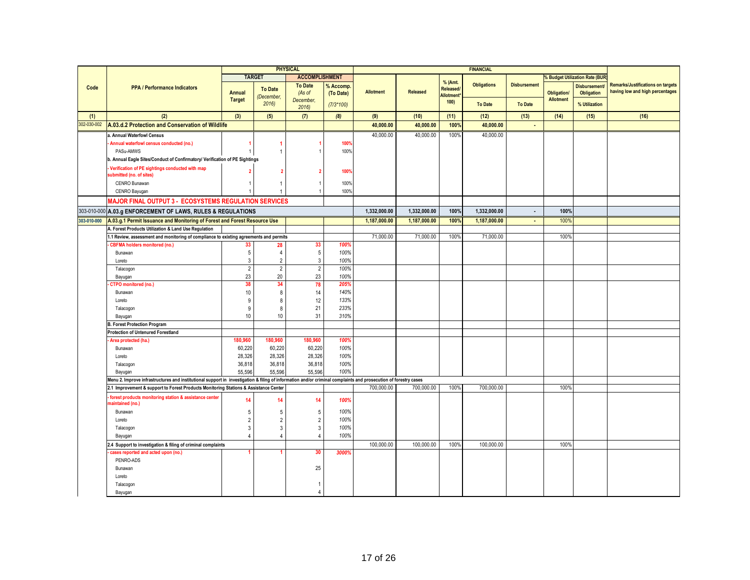| Code | PPA / Performance Indicators | PHYSICAL | | | | FINANCIAL | | | | | | | Remarks/Justifications on targets having low and high percentages |
|---|---|---|---|---|---|---|---|---|---|---|---|---|---|
| | | TARGET | | ACCOMPLISHMENT | | Allotment | Released | % (Amt. Released/ Allotment* 100) | Obligations | Disbursement | % Budget Utilization Rate (BUR) | | |
| | | Annual Target | To Date (December, 2016) | To Date (As of December, 2016) | % Accomp. (To Date) (7/3*100) | | | | To Date | To Date | Obligation/ Allotment | Disbursement/ Obligation % Utilization | |
| (1) | (2) | (3) | (5) | (7) | (8) | (9) | (10) | (11) | (12) | (13) | (14) | (15) | (16) |
| 302-030-002 | **A.03.d.2 Protection and Conservation of Wildlife** | | | | | **40,000.00** | **40,000.00** | **100%** | **40,000.00** | **-** | | | |
| | a. Annual Waterfowl Census | | | | | 40,000.00 | 40,000.00 | 100% | 40,000.00 | | | | |
| | - Annual waterfowl census conducted (no.) | 1 | 1 | 1 | 100% | | | | | | | | |
| | PASu-AMWS | 1 | 1 | 1 | 100% | | | | | | | | |
| | b. Annual Eagle Sites/Conduct of Confirmatory/ Verification of PE Sightings | | | | | | | | | | | | |
| | - Verification of PE sightings conducted with map submitted (no. of sites) | 2 | 2 | 2 | 100% | | | | | | | | |
| | CENRO Bunawan | 1 | 1 | 1 | 100% | | | | | | | | |
| | CENRO Bayugan | 1 | 1 | 1 | 100% | | | | | | | | |
| | **MAJOR FINAL OUTPUT 3 - ECOSYSTEMS REGULATION SERVICES** | | | | | | | | | | | | |
| 303-010-000 | **A.03.g ENFORCEMENT OF LAWS, RULES & REGULATIONS** | | | | | **1,332,000.00** | **1,332,000.00** | **100%** | **1,332,000.00** | **-** | **100%** | | |
| 303-010-000 | **A.03.g.1 Permit Issuance and Monitoring of Forest and Forest Resource Use** | | | | | **1,187,000.00** | **1,187,000.00** | **100%** | **1,187,000.00** | **-** | 100% | | |
| | A. Forest Products Utilization & Land Use Regulation | | | | | | | | | | | | |
| | 1.1 Review, assessment and monitoring of compliance to exixting agreements and permits | | | | | 71,000.00 | 71,000.00 | 100% | 71,000.00 | | 100% | | |
| | - CBFMA holders monitored (no.) | 33 | 28 | 33 | 100% | | | | | | | | |
| | Bunawan | 5 | 4 | 5 | 100% | | | | | | | | |
| | Loreto | 3 | 2 | 3 | 100% | | | | | | | | |
| | Talacogon | 2 | 2 | 2 | 100% | | | | | | | | |
| | Bayugan | 23 | 20 | 23 | 100% | | | | | | | | |
| | - CTPO monitored (no.) | 38 | 34 | 78 | 205% | | | | | | | | |
| | Bunawan | 10 | 8 | 14 | 140% | | | | | | | | |
| | Loreto | 9 | 8 | 12 | 133% | | | | | | | | |
| | Talacogon | 9 | 8 | 21 | 233% | | | | | | | | |
| | Bayugan | 10 | 10 | 31 | 310% | | | | | | | | |
| | B. Forest Protection Program | | | | | | | | | | | | |
| | Protection of Untenured Forestland | | | | | | | | | | | | |
| | - Area protected (ha.) | 180,960 | 180,960 | 180,960 | 100% | | | | | | | | |
| | Bunawan | 60,220 | 60,220 | 60,220 | 100% | | | | | | | | |
| | Loreto | 28,326 | 28,326 | 28,326 | 100% | | | | | | | | |
| | Talacogon | 36,818 | 36,818 | 36,818 | 100% | | | | | | | | |
| | Bayugan | 55,596 | 55,596 | 55,596 | 100% | | | | | | | | |
| | Menu 2. Improve infrastructures and institutional support in investigation & filing of information and/or criminal complaints and prosecution of forestry cases | | | | | | | | | | | | |
| | 2.1 Improvement & support to Forest Products Monitoring Stations & Assistance Center | | | | | 700,000.00 | 700,000.00 | 100% | 700,000.00 | | 100% | | |
| | - forest products monitoring station & assistance center maintained (no.) | 14 | 14 | 14 | 100% | | | | | | | | |
| | Bunawan | 5 | 5 | 5 | 100% | | | | | | | | |
| | Loreto | 2 | 2 | 2 | 100% | | | | | | | | |
| | Talacogon | 3 | 3 | 3 | 100% | | | | | | | | |
| | Bayugan | 4 | 4 | 4 | 100% | | | | | | | | |
| | 2.4 Support to investigation & filing of criminal complaints | | | | | 100,000.00 | 100,000.00 | 100% | 100,000.00 | | 100% | | |
| | - cases reported and acted upon (no.) | 1 | 1 | 30 | 3000% | | | | | | | | |
| | PENRO-ADS | | | | | | | | | | | | |
| | Bunawan | | | 25 | | | | | | | | | |
| | Loreto | | | | | | | | | | | | |
| | Talacogon | | | 1 | | | | | | | | | |
| | Bayugan | | | 4 | | | | | | | | | |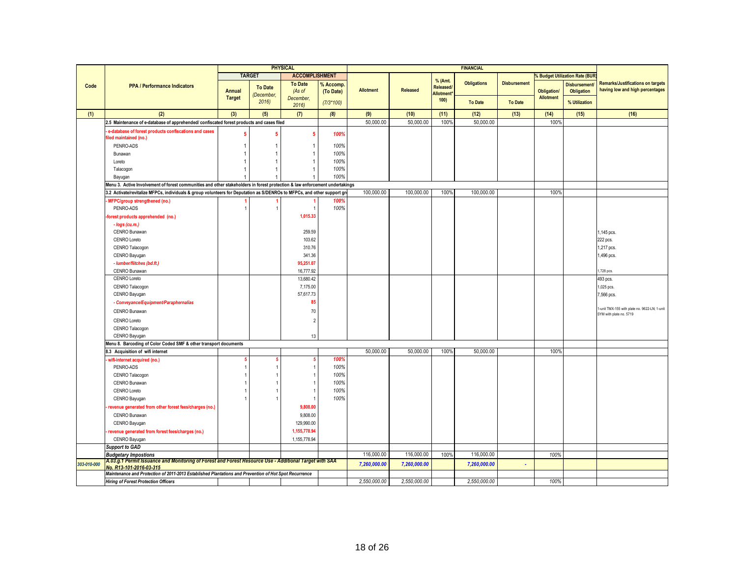| Code | PPA / Performance Indicators | PHYSICAL | | | | FINANCIAL | | | | | | | Remarks/Justifications on targets having low and high percentages |
|---|---|---|---|---|---|---|---|---|---|---|---|---|---|
| | | TARGET | | ACCOMPLISHMENT | | Allotment | Released | % (Amt. Released/ Allotment* 100) | Obligations | Disbursement | % Budget Utilization Rate (BUR) | | |
| | | Annual Target | To Date (December, 2016) | To Date (As of December, 2016) | % Accomp. (To Date) (7/3*100) | | | | To Date | To Date | Obligation/ Allotment | Disbursement/ Obligation % Utilization | |
| (1) | (2) | (3) | (5) | (7) | (8) | (9) | (10) | (11) | (12) | (13) | (14) | (15) | (16) |
| | 2.5 Maintenance of e-database of apprehended/ confiscated forest products and cases filed | | | | | 50,000.00 | 50,000.00 | 100% | 50,000.00 | | 100% | | |
| | - e-database of forest products confiscations and cases filed maintained (no.) | 5 | 5 | 5 | 100% | | | | | | | | |
| | PENRO-ADS | 1 | 1 | 1 | 100% | | | | | | | | |
| | Bunawan | 1 | 1 | 1 | 100% | | | | | | | | |
| | Loreto | 1 | 1 | 1 | 100% | | | | | | | | |
| | Talacogon | 1 | 1 | 1 | 100% | | | | | | | | |
| | Bayugan | 1 | 1 | 1 | 100% | | | | | | | | |
| | Menu 3. Active Involvement of forest communities and other stakeholders in forest protection & law enforcement undertakings | | | | | | | | | | | | |
| | 3.2 Activate/revitalize MFPCs, individuals & group volunteers for Deputation as S/DENROs to MFPCs, and other support gr | | | | | 100,000.00 | 100,000.00 | 100% | 100,000.00 | | 100% | | |
| | - MFPC/group strengthened (no.) | 1 | 1 | 1 | 100% | | | | | | | | |
| | PENRO-ADS | 1 | 1 | 1 | 100% | | | | | | | | |
| | -forest products apprehended (no.) | | | 1,015.33 | | | | | | | | | |
| | *- logs (cu.m.)* | | | | | | | | | | | | |
| | CENRO Bunawan | | | 259.59 | | | | | | | | | 1,145 pcs. |
| | CENRO Loreto | | | 103.62 | | | | | | | | | 222 pcs. |
| | CENRO Talacogon | | | 310.76 | | | | | | | | | 1,217 pcs. |
| | CENRO Bayugan | | | 341.36 | | | | | | | | | 1,496 pcs. |
| | *- lumber/flitches (bd.ft.)* | | | 95,251.07 | | | | | | | | | |
| | CENRO Bunawan | | | 16,777.92 | | | | | | | | | 1,728 pcs. |
| | CENRO Loreto | | | 13,680.42 | | | | | | | | | 493 pcs. |
| | CENRO Talacogon | | | 7,175.00 | | | | | | | | | 1,025 pcs. |
| | CENRO Bayugan | | | 57,617.73 | | | | | | | | | 7,566 pcs. |
| | *- Conveyance/Equipment/Paraphernalias* | | | 85 | | | | | | | | | |
| | CENRO Bunawan | | | 70 | | | | | | | | | 1-unit TMX-155 with plate no. 9622-LN; 1-unit SYM with plate no. 5719 |
| | CENRO Loreto | | | 2 | | | | | | | | | |
| | CENRO Talacogon | | | | | | | | | | | | |
| | CENRO Bayugan | | | 13 | | | | | | | | | |
| | Menu 8. Barcoding of Color Coded SMF & other transport documents | | | | | | | | | | | | |
| | 8.3 Acquisition of wifi internet | | | | | 50,000.00 | 50,000.00 | 100% | 50,000.00 | | 100% | | |
| | - wifi-internet acquired (no.) | 5 | 5 | 5 | 100% | | | | | | | | |
| | PENRO-ADS | 1 | 1 | 1 | 100% | | | | | | | | |
| | CENRO Talacogon | 1 | 1 | 1 | 100% | | | | | | | | |
| | CENRO Bunawan | 1 | 1 | 1 | 100% | | | | | | | | |
| | CENRO Loreto | 1 | 1 | 1 | 100% | | | | | | | | |
| | CENRO Bayugan | 1 | 1 | 1 | 100% | | | | | | | | |
| | - revenue generated from other forest fees/charges (no.) | | | 9,808.00 | | | | | | | | | |
| | CENRO Bunawan | | | 9,808.00 | | | | | | | | | |
| | CENRO Bayugan | | | 129,990.00 | | | | | | | | | |
| | - revenue generated from forest fees/charges (no.) | | | 1,155,778.94 | | | | | | | | | |
| | CENRO Bayugan | | | 1,155,778.94 | | | | | | | | | |
| | *Support to GAD* | | | | | | | | | | | | |
| | *Budgetary Impostions* | | | | | 116,000.00 | 116,000.00 | 100% | 116,000.00 | | 100% | | |
| *303-010-000* | *A.03.g.1 Permit Issuance and Monitoring of Forest and Forest Resource Use - Additional Target with SAA No. R13-101-2016-03-315* | | | | | *7,260,000.00* | *7,260,000.00* | | *7,260,000.00* | - | | | |
| | *Maintenance and Protection of 2011-2013 Established Plantations and Prevention of Hot Spot Recurrence* | | | | | | | | | | | | |
| | *Hiring of Forest Protection Officers* | | | | | *2,550,000.00* | *2,550,000.00* | | *2,550,000.00* | | *100%* | | |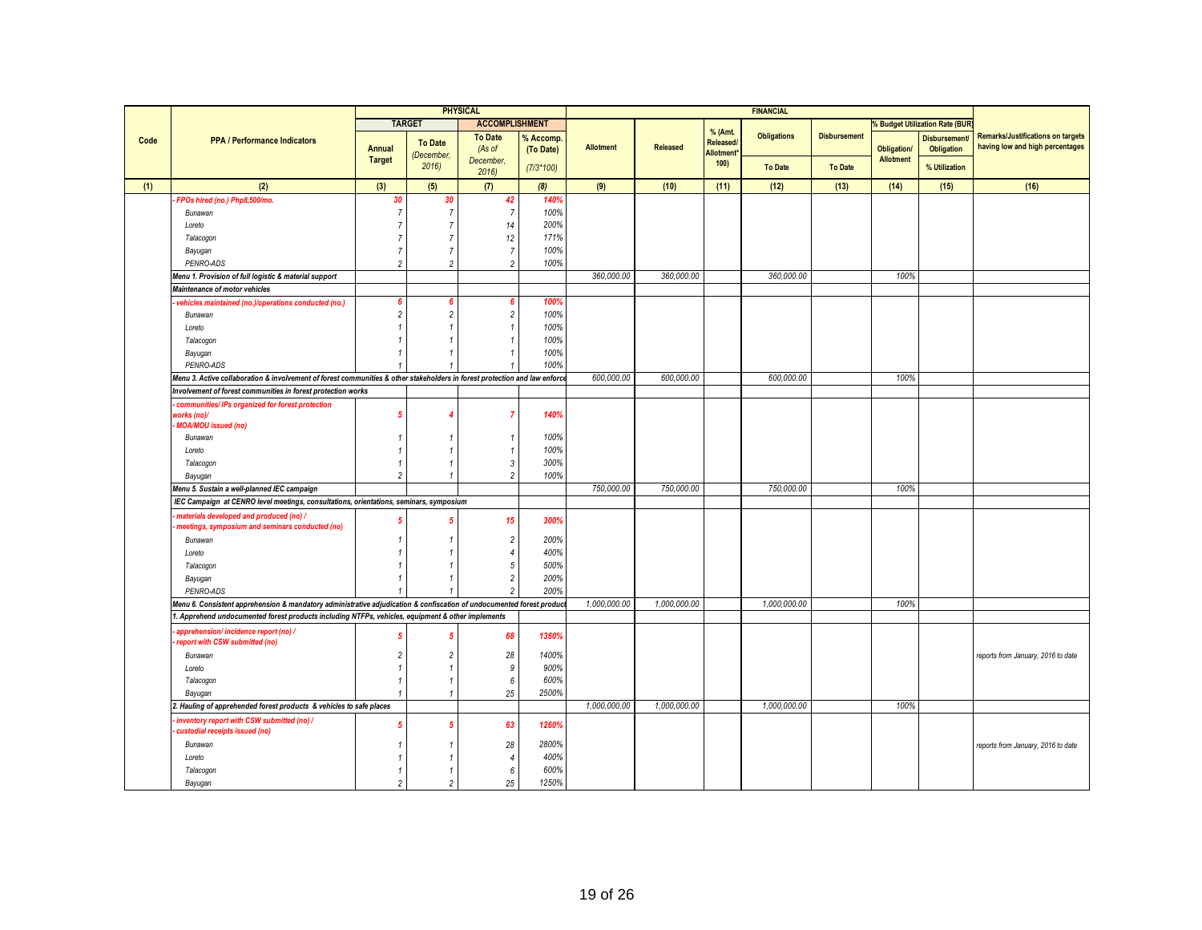| Code | PPA / Performance Indicators | PHYSICAL | | | | FINANCIAL | | | | | | | Remarks/Justifications on targets having low and high percentages |
|---|---|---|---|---|---|---|---|---|---|---|---|---|---|
| | | TARGET | | ACCOMPLISHMENT | | | | | | | % Budget Utilization Rate (BUR) | | |
| | | Annual Target | To Date (December, 2016) | To Date (As of December, 2016) | % Accomp. (To Date) (7/3*100) | Allotment | Released | % (Amt. Released/ Allotment* 100) | Obligations To Date | Disbursement To Date | Obligation/ Allotment | Disbursement/ Obligation % Utilization | |
| (1) | (2) | (3) | (5) | (7) | (8) | (9) | (10) | (11) | (12) | (13) | (14) | (15) | (16) |
| | - FPOs hired (no.) Php8,500/mo. | 30 | 30 | 42 | 140% | | | | | | | | |
| | Bunawan | 7 | 7 | 7 | 100% | | | | | | | | |
| | Loreto | 7 | 7 | 14 | 200% | | | | | | | | |
| | Talacogon | 7 | 7 | 12 | 171% | | | | | | | | |
| | Bayugan | 7 | 7 | 7 | 100% | | | | | | | | |
| | PENRO-ADS | 2 | 2 | 2 | 100% | | | | | | | | |
| | Menu 1. Provision of full logistic & material support | | | | | 360,000.00 | 360,000.00 | | 360,000.00 | | 100% | | |
| | Maintenance of motor vehicles | | | | | | | | | | | | |
| | - vehicles maintained (no.)/operations conducted (no.) | 6 | 6 | 6 | 100% | | | | | | | | |
| | Bunawan | 2 | 2 | 2 | 100% | | | | | | | | |
| | Loreto | 1 | 1 | 1 | 100% | | | | | | | | |
| | Talacogon | 1 | 1 | 1 | 100% | | | | | | | | |
| | Bayugan | 1 | 1 | 1 | 100% | | | | | | | | |
| | PENRO-ADS | 1 | 1 | 1 | 100% | | | | | | | | |
| | Menu 3. Active collaboration & involvement of forest communities & other stakeholders in forest protection and law enforce | | | | | 600,000.00 | 600,000.00 | | 600,000.00 | | 100% | | |
| | Involvement of forest communities in forest protection works | | | | | | | | | | | | |
| | - communities/ IPs organized for forest protection works (no)/ - MOA/MOU issued (no) | 5 | 4 | 7 | 140% | | | | | | | | |
| | Bunawan | 1 | 1 | 1 | 100% | | | | | | | | |
| | Loreto | 1 | 1 | 1 | 100% | | | | | | | | |
| | Talacogon | 1 | 1 | 3 | 300% | | | | | | | | |
| | Bayugan | 2 | 1 | 2 | 100% | | | | | | | | |
| | Menu 5. Sustain a well-planned IEC campaign | | | | | 750,000.00 | 750,000.00 | | 750,000.00 | | 100% | | |
| | IEC Campaign at CENRO level meetings, consultations, orientations, seminars, symposium | | | | | | | | | | | | |
| | - materials developed and produced (no) / - meetings, symposium and seminars conducted (no) | 5 | 5 | 15 | 300% | | | | | | | | |
| | Bunawan | 1 | 1 | 2 | 200% | | | | | | | | |
| | Loreto | 1 | 1 | 4 | 400% | | | | | | | | |
| | Talacogon | 1 | 1 | 5 | 500% | | | | | | | | |
| | Bayugan | 1 | 1 | 2 | 200% | | | | | | | | |
| | PENRO-ADS | 1 | 1 | 2 | 200% | | | | | | | | |
| | Menu 6. Consistent apprehension & mandatory administrative adjudication & confiscation of undocumented forest product | | | | | 1,000,000.00 | 1,000,000.00 | | 1,000,000.00 | | 100% | | |
| | 1. Apprehend undocumented forest products including NTFPs, vehicles, equipment & other implements | | | | | | | | | | | | |
| | - apprehension/ incidence report (no) / - report with CSW submitted (no) | 5 | 5 | 68 | 1360% | | | | | | | | |
| | Bunawan | 2 | 2 | 28 | 1400% | | | | | | | | reports from January, 2016 to date |
| | Loreto | 1 | 1 | 9 | 900% | | | | | | | | |
| | Talacogon | 1 | 1 | 6 | 600% | | | | | | | | |
| | Bayugan | 1 | 1 | 25 | 2500% | | | | | | | | |
| | 2. Hauling of apprehended forest products & vehicles to safe places | | | | | 1,000,000.00 | 1,000,000.00 | | 1,000,000.00 | | 100% | | |
| | - inventory report with CSW submitted (no) / - custodial receipts issued (no) | 5 | 5 | 63 | 1260% | | | | | | | | |
| | Bunawan | 1 | 1 | 28 | 2800% | | | | | | | | reports from January, 2016 to date |
| | Loreto | 1 | 1 | 4 | 400% | | | | | | | | |
| | Talacogon | 1 | 1 | 6 | 600% | | | | | | | | |
| | Bayugan | 2 | 2 | 25 | 1250% | | | | | | | | |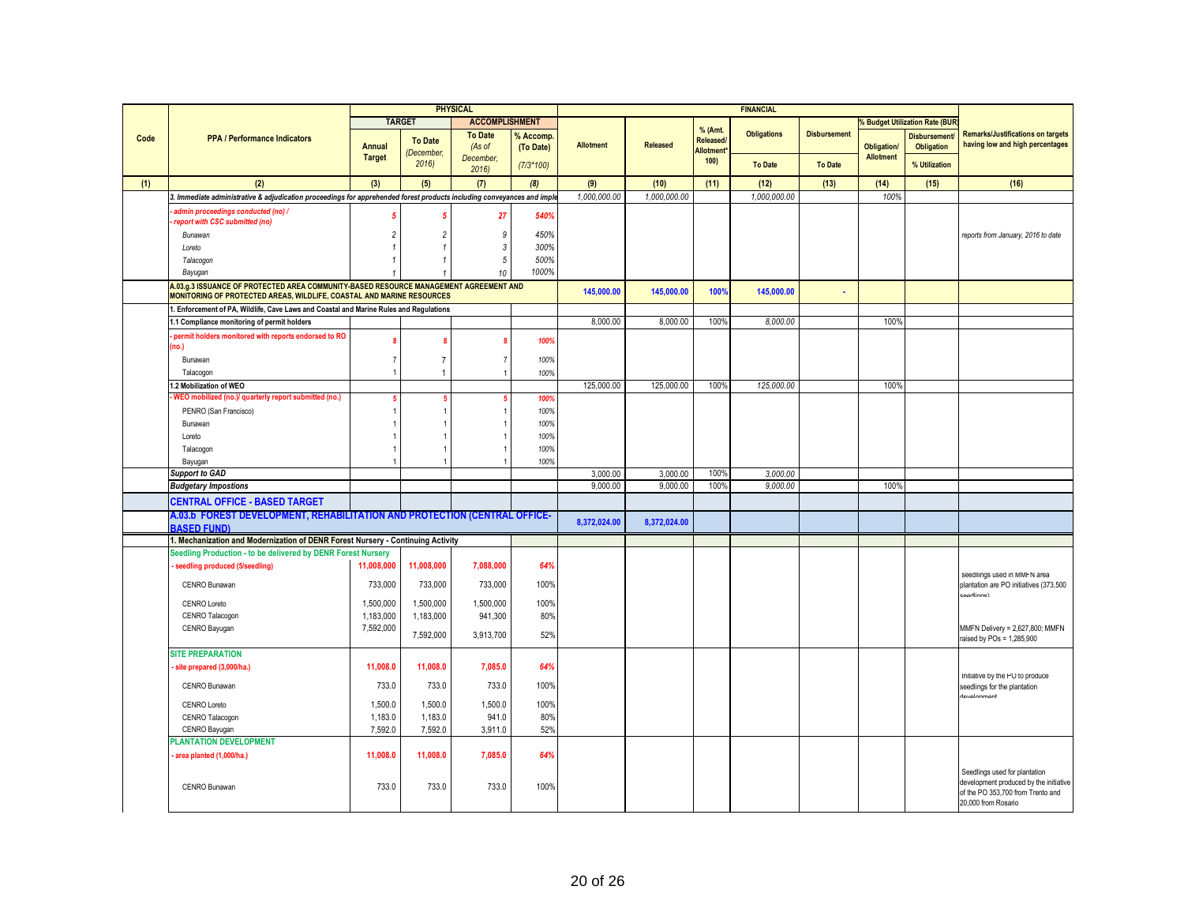| Code | PPA / Performance Indicators | PHYSICAL | | | | FINANCIAL | | | | | | | Remarks/Justifications on targets having low and high percentages |
|---|---|---|---|---|---|---|---|---|---|---|---|---|---|
| | | TARGET | | ACCOMPLISHMENT | | Allotment | Released | % (Amt. Released/ Allotment* 100) | Obligations | Disbursement | % Budget Utilization Rate (BUR) | | |
| | | Annual Target | To Date (December, 2016) | To Date (As of December, 2016) | % Accomp. (To Date) (7/3*100) | | | | To Date | To Date | Obligation/ Allotment | Disbursement/ Obligation % Utilization | |
| (1) | (2) | (3) | (5) | (7) | (8) | (9) | (10) | (11) | (12) | (13) | (14) | (15) | (16) |
| | *3. Immediate administrative & adjudication proceedings for apprehended forest products including conveyances and imple* | | | | | *1,000,000.00* | *1,000,000.00* | | *1,000,000.00* | | *100%* | | |
| | *- admin proceedings conducted (no) / - report with CSC submitted (no)* | *5* | *5* | *27* | *540%* | | | | | | | | |
| | *Bunawan* | *2* | *2* | *9* | *450%* | | | | | | | | *reports from January, 2016 to date* |
| | *Loreto* | *1* | *1* | *3* | *300%* | | | | | | | | |
| | *Talacogon* | *1* | *1* | *5* | *500%* | | | | | | | | |
| | *Bayugan* | *1* | *1* | *10* | *1000%* | | | | | | | | |
| | **A.03.g.3 ISSUANCE OF PROTECTED AREA COMMUNITY-BASED RESOURCE MANAGEMENT AGREEMENT AND MONITORING OF PROTECTED AREAS, WILDLIFE, COASTAL AND MARINE RESOURCES** | | | | | **145,000.00** | **145,000.00** | **100%** | **145,000.00** | **-** | | | |
| | **1. Enforcement of PA, Wildlife, Cave Laws and Coastal and Marine Rules and Regulations** | | | | | | | | | | | | |
| | **1.1 Compliance monitoring of permit holders** | | | | | 8,000.00 | 8,000.00 | 100% | *8,000.00* | | 100% | | |
| | **- permit holders monitored with reports endorsed to RO (no.)** | **8** | **8** | **8** | ***100%*** | | | | | | | | |
| | Bunawan | 7 | 7 | 7 | *100%* | | | | | | | | |
| | Talacogon | 1 | 1 | 1 | *100%* | | | | | | | | |
| | **1.2 Mobilization of WEO** | | | | | 125,000.00 | 125,000.00 | 100% | *125,000.00* | | 100% | | |
| | **- WEO mobilized (no.)/ quarterly report submitted (no.)** | **5** | **5** | **5** | ***100%*** | | | | | | | | |
| | PENRO (San Francisco) | 1 | 1 | 1 | *100%* | | | | | | | | |
| | Bunawan | 1 | 1 | 1 | *100%* | | | | | | | | |
| | Loreto | 1 | 1 | 1 | *100%* | | | | | | | | |
| | Talacogon | 1 | 1 | 1 | *100%* | | | | | | | | |
| | Bayugan | 1 | 1 | 1 | *100%* | | | | | | | | |
| | ***Support to GAD*** | | | | | 3,000.00 | 3,000.00 | 100% | *3,000.00* | | | | |
| | ***Budgetary Impostions*** | | | | | 9,000.00 | 9,000.00 | 100% | *9,000.00* | | 100% | | |
| | **CENTRAL OFFICE - BASED TARGET** | | | | | | | | | | | | |
| | **A.03.b FOREST DEVELOPMENT, REHABILITATION AND PROTECTION (CENTRAL OFFICE-BASED FUND)** | | | | | **8,372,024.00** | **8,372,024.00** | | | | | | |
| | **1. Mechanization and Modernization of DENR Forest Nursery - Continuing Activity** | | | | | | | | | | | | |
| | **Seedling Production - to be delivered by DENR Forest Nursery** | | | | | | | | | | | | |
| | **- seedling produced (5/seedling)** | **11,008,000** | **11,008,000** | **7,088,000** | ***64%*** | | | | | | | | |
| | CENRO Bunawan | 733,000 | 733,000 | 733,000 | 100% | | | | | | | | seedlings used in MMFN area plantation are PO initiatives (373,500 seedlings) |
| | CENRO Loreto | 1,500,000 | 1,500,000 | 1,500,000 | 100% | | | | | | | | |
| | CENRO Talacogon | 1,183,000 | 1,183,000 | 941,300 | 80% | | | | | | | | |
| | CENRO Bayugan | 7,592,000 | 7,592,000 | 3,913,700 | 52% | | | | | | | | MMFN Delivery = 2,627,800; MMFN raised by POs = 1,285,900 |
| | **SITE PREPARATION** | | | | | | | | | | | | |
| | **- site prepared (3,000/ha.)** | **11,008.0** | **11,008.0** | **7,085.0** | ***64%*** | | | | | | | | |
| | CENRO Bunawan | 733.0 | 733.0 | 733.0 | 100% | | | | | | | | Initiative by the PO to produce seedlings for the plantation development |
| | CENRO Loreto | 1,500.0 | 1,500.0 | 1,500.0 | 100% | | | | | | | | |
| | CENRO Talacogon | 1,183.0 | 1,183.0 | 941.0 | 80% | | | | | | | | |
| | CENRO Bayugan | 7,592.0 | 7,592.0 | 3,911.0 | 52% | | | | | | | | |
| | **PLANTATION DEVELOPMENT** | | | | | | | | | | | | |
| | **- area planted (1,000/ha.)** | **11,008.0** | **11,008.0** | **7,085.0** | ***64%*** | | | | | | | | |
| | CENRO Bunawan | 733.0 | 733.0 | 733.0 | 100% | | | | | | | | Seedlings used for plantation development produced by the initiative of the PO 353,700 from Trento and 20,000 from Rosario |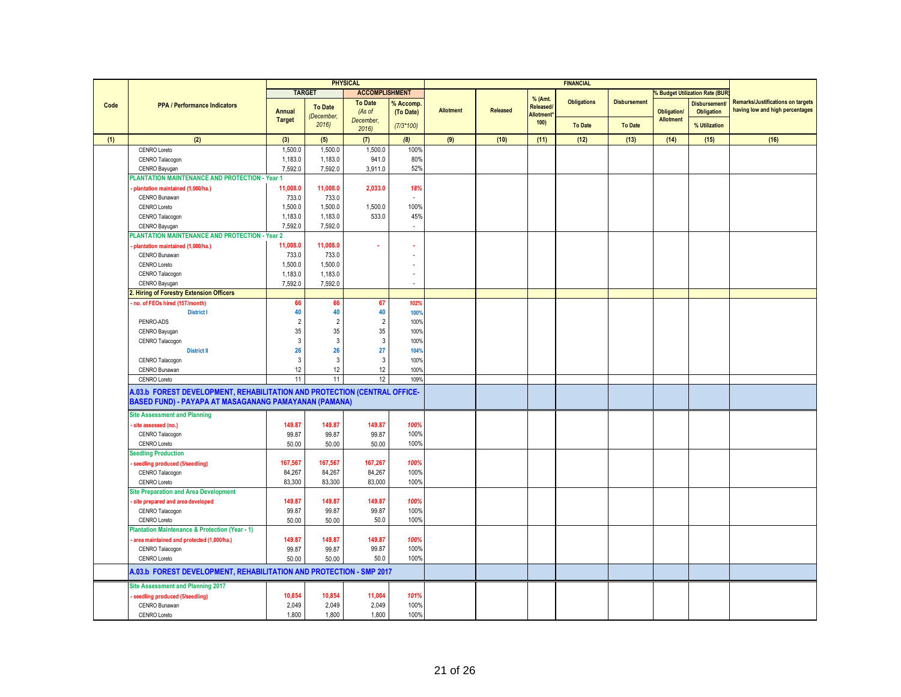| Code | PPA / Performance Indicators | PHYSICAL | | | | FINANCIAL | | | | | % Budget Utilization Rate (BUR) | | Remarks/Justifications on targets having low and high percentages |
|---|---|---|---|---|---|---|---|---|---|---|---|---|---|
| | | TARGET | | ACCOMPLISHMENT | | | | | | | | | |
| | | Annual Target | To Date (December, 2016) | To Date (As of December, 2016) | % Accomp. (To Date) (7/3*100) | Allotment | Released | % (Amt. Released/ Allotment* 100) | Obligations To Date | Disbursement To Date | Obligation/ Allotment | Disbursement/ Obligation % Utilization | |
| (1) | (2) | (3) | (5) | (7) | (8) | (9) | (10) | (11) | (12) | (13) | (14) | (15) | (16) |
| | CENRO Loreto | 1,500.0 | 1,500.0 | 1,500.0 | 100% | | | | | | | | |
| | CENRO Talacogon | 1,183.0 | 1,183.0 | 941.0 | 80% | | | | | | | | |
| | CENRO Bayugan | 7,592.0 | 7,592.0 | 3,911.0 | 52% | | | | | | | | |
| | **PLANTATION MAINTENANCE AND PROTECTION - Year 1** | | | | | | | | | | | | |
| | - plantation maintained (1,000/ha.) | 11,008.0 | 11,008.0 | 2,033.0 | 18% | | | | | | | | |
| | CENRO Bunawan | 733.0 | 733.0 | | - | | | | | | | | |
| | CENRO Loreto | 1,500.0 | 1,500.0 | 1,500.0 | 100% | | | | | | | | |
| | CENRO Talacogon | 1,183.0 | 1,183.0 | 533.0 | 45% | | | | | | | | |
| | CENRO Bayugan | 7,592.0 | 7,592.0 | | - | | | | | | | | |
| | **PLANTATION MAINTENANCE AND PROTECTION - Year 2** | | | | | | | | | | | | |
| | - plantation maintained (1,000/ha.) | 11,008.0 | 11,008.0 | - | - | | | | | | | | |
| | CENRO Bunawan | 733.0 | 733.0 | | - | | | | | | | | |
| | CENRO Loreto | 1,500.0 | 1,500.0 | | - | | | | | | | | |
| | CENRO Talacogon | 1,183.0 | 1,183.0 | | - | | | | | | | | |
| | CENRO Bayugan | 7,592.0 | 7,592.0 | | - | | | | | | | | |
| | **2. Hiring of Forestry Extension Officers** | | | | | | | | | | | | |
| | - no. of FEOs hired (15T/month) | 66 | 66 | 67 | 102% | | | | | | | | |
| | District I | 40 | 40 | 40 | 100% | | | | | | | | |
| | PENRO-ADS | 2 | 2 | 2 | 100% | | | | | | | | |
| | CENRO Bayugan | 35 | 35 | 35 | 100% | | | | | | | | |
| | CENRO Talacogon | 3 | 3 | 3 | 100% | | | | | | | | |
| | District II | 26 | 26 | 27 | 104% | | | | | | | | |
| | CENRO Talacogon | 3 | 3 | 3 | 100% | | | | | | | | |
| | CENRO Bunawan | 12 | 12 | 12 | 100% | | | | | | | | |
| | CENRO Loreto | 11 | 11 | 12 | 109% | | | | | | | | |
| | **A.03.b FOREST DEVELOPMENT, REHABILITATION AND PROTECTION (CENTRAL OFFICE-BASED FUND) - PAYAPA AT MASAGANANG PAMAYANAN (PAMANA)** | | | | | | | | | | | | |
| | **Site Assessment and Planning** | | | | | | | | | | | | |
| | - site assessed (no.) | 149.87 | 149.87 | 149.87 | 100% | | | | | | | | |
| | CENRO Talacogon | 99.87 | 99.87 | 99.87 | 100% | | | | | | | | |
| | CENRO Loreto | 50.00 | 50.00 | 50.00 | 100% | | | | | | | | |
| | **Seedling Production** | | | | | | | | | | | | |
| | - seedling produced (5/seedling) | 167,567 | 167,567 | 167,267 | 100% | | | | | | | | |
| | CENRO Talacogon | 84,267 | 84,267 | 84,267 | 100% | | | | | | | | |
| | CENRO Loreto | 83,300 | 83,300 | 83,000 | 100% | | | | | | | | |
| | **Site Preparation and Area Development** | | | | | | | | | | | | |
| | - site prepared and area developed | 149.87 | 149.87 | 149.87 | 100% | | | | | | | | |
| | CENRO Talacogon | 99.87 | 99.87 | 99.87 | 100% | | | | | | | | |
| | CENRO Loreto | 50.00 | 50.00 | 50.0 | 100% | | | | | | | | |
| | **Plantation Maintenance & Protection (Year - 1)** | | | | | | | | | | | | |
| | - area maintained and protected (1,000/ha.) | 149.87 | 149.87 | 149.87 | 100% | | | | | | | | |
| | CENRO Talacogon | 99.87 | 99.87 | 99.87 | 100% | | | | | | | | |
| | CENRO Loreto | 50.00 | 50.00 | 50.0 | 100% | | | | | | | | |
| | **A.03.b FOREST DEVELOPMENT, REHABILITATION AND PROTECTION - SMP 2017** | | | | | | | | | | | | |
| | **Site Assessment and Planning 2017** | | | | | | | | | | | | |
| | - seedling produced (5/seedling) | 10,854 | 10,854 | 11,004 | 101% | | | | | | | | |
| | CENRO Bunawan | 2,049 | 2,049 | 2,049 | 100% | | | | | | | | |
| | CENRO Loreto | 1,800 | 1,800 | 1,800 | 100% | | | | | | | | |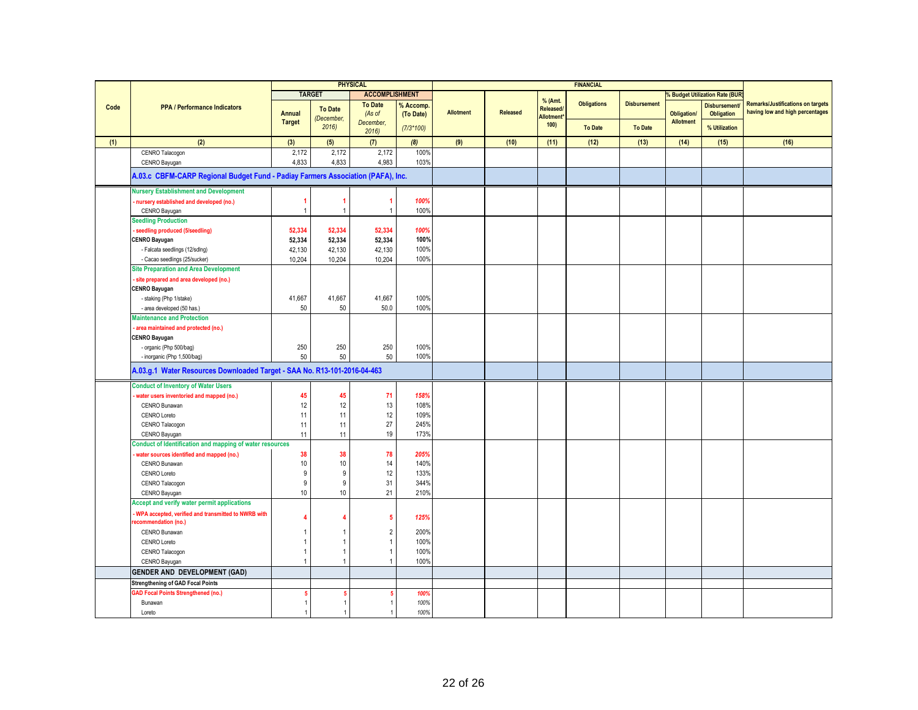| Code | PPA / Performance Indicators | PHYSICAL | | | | FINANCIAL | | | | | | | Remarks/Justifications on targets having low and high percentages |
|---|---|---|---|---|---|---|---|---|---|---|---|---|---|
| | | TARGET | | ACCOMPLISHMENT | | Allotment | Released | % (Amt. Released/ Allotment* 100) | Obligations | Disbursement | % Budget Utilization Rate (BUR) | | |
| | | Annual Target | To Date (December, 2016) | To Date (As of December, 2016) | % Accomp. (To Date) (7/3*100) | | | | To Date | To Date | Obligation/ Allotment | Disbursement/ Obligation % Utilization | |
| (1) | (2) | (3) | (5) | (7) | (8) | (9) | (10) | (11) | (12) | (13) | (14) | (15) | (16) |
| | CENRO Talacogon | 2,172 | 2,172 | 2,172 | 100% | | | | | | | | |
| | CENRO Bayugan | 4,833 | 4,833 | 4,983 | 103% | | | | | | | | |
| | **A.03.c CBFM-CARP Regional Budget Fund - Padiay Farmers Association (PAFA), Inc.** | | | | | | | | | | | | |
| | **Nursery Establishment and Development** | | | | | | | | | | | | |
| | - nursery established and developed (no.) | 1 | 1 | 1 | 100% | | | | | | | | |
| | CENRO Bayugan | 1 | 1 | 1 | 100% | | | | | | | | |
| | **Seedling Production** | | | | | | | | | | | | |
| | - seedling produced (5/seedling) | 52,334 | 52,334 | 52,334 | 100% | | | | | | | | |
| | **CENRO Bayugan** | 52,334 | 52,334 | 52,334 | 100% | | | | | | | | |
| | - Falcata seedlings (12/sdlng) | 42,130 | 42,130 | 42,130 | 100% | | | | | | | | |
| | - Cacao seedlings (25/sucker) | 10,204 | 10,204 | 10,204 | 100% | | | | | | | | |
| | **Site Preparation and Area Development** | | | | | | | | | | | | |
| | - site prepared and area developed (no.) | | | | | | | | | | | | |
| | **CENRO Bayugan** | | | | | | | | | | | | |
| | - staking (Php 1/stake) | 41,667 | 41,667 | 41,667 | 100% | | | | | | | | |
| | - area developed (50 has.) | 50 | 50 | 50.0 | 100% | | | | | | | | |
| | **Maintenance and Protection** | | | | | | | | | | | | |
| | - area maintained and protected (no.) | | | | | | | | | | | | |
| | **CENRO Bayugan** | | | | | | | | | | | | |
| | - organic (Php 500/bag) | 250 | 250 | 250 | 100% | | | | | | | | |
| | - inorganic (Php 1,500/bag) | 50 | 50 | 50 | 100% | | | | | | | | |
| | **A.03.g.1 Water Resources Downloaded Target - SAA No. R13-101-2016-04-463** | | | | | | | | | | | | |
| | **Conduct of Inventory of Water Users** | | | | | | | | | | | | |
| | - water users inventoried and mapped (no.) | 45 | 45 | 71 | 158% | | | | | | | | |
| | CENRO Bunawan | 12 | 12 | 13 | 108% | | | | | | | | |
| | CENRO Loreto | 11 | 11 | 12 | 109% | | | | | | | | |
| | CENRO Talacogon | 11 | 11 | 27 | 245% | | | | | | | | |
| | CENRO Bayugan | 11 | 11 | 19 | 173% | | | | | | | | |
| | **Conduct of Identification and mapping of water resources** | | | | | | | | | | | | |
| | - water sources identified and mapped (no.) | 38 | 38 | 78 | 205% | | | | | | | | |
| | CENRO Bunawan | 10 | 10 | 14 | 140% | | | | | | | | |
| | CENRO Loreto | 9 | 9 | 12 | 133% | | | | | | | | |
| | CENRO Talacogon | 9 | 9 | 31 | 344% | | | | | | | | |
| | CENRO Bayugan | 10 | 10 | 21 | 210% | | | | | | | | |
| | **Accept and verify water permit applications** | | | | | | | | | | | | |
| | - WPA accepted, verified and transmitted to NWRB with recommendation (no.) | 4 | 4 | 5 | 125% | | | | | | | | |
| | CENRO Bunawan | 1 | 1 | 2 | 200% | | | | | | | | |
| | CENRO Loreto | 1 | 1 | 1 | 100% | | | | | | | | |
| | CENRO Talacogon | 1 | 1 | 1 | 100% | | | | | | | | |
| | CENRO Bayugan | 1 | 1 | 1 | 100% | | | | | | | | |
| | **GENDER AND DEVELOPMENT (GAD)** | | | | | | | | | | | | |
| | **Strengthening of GAD Focal Points** | | | | | | | | | | | | |
| | GAD Focal Points Strengthened (no.) | 5 | 5 | 5 | 100% | | | | | | | | |
| | Bunawan | 1 | 1 | 1 | 100% | | | | | | | | |
| | Loreto | 1 | 1 | 1 | 100% | | | | | | | | |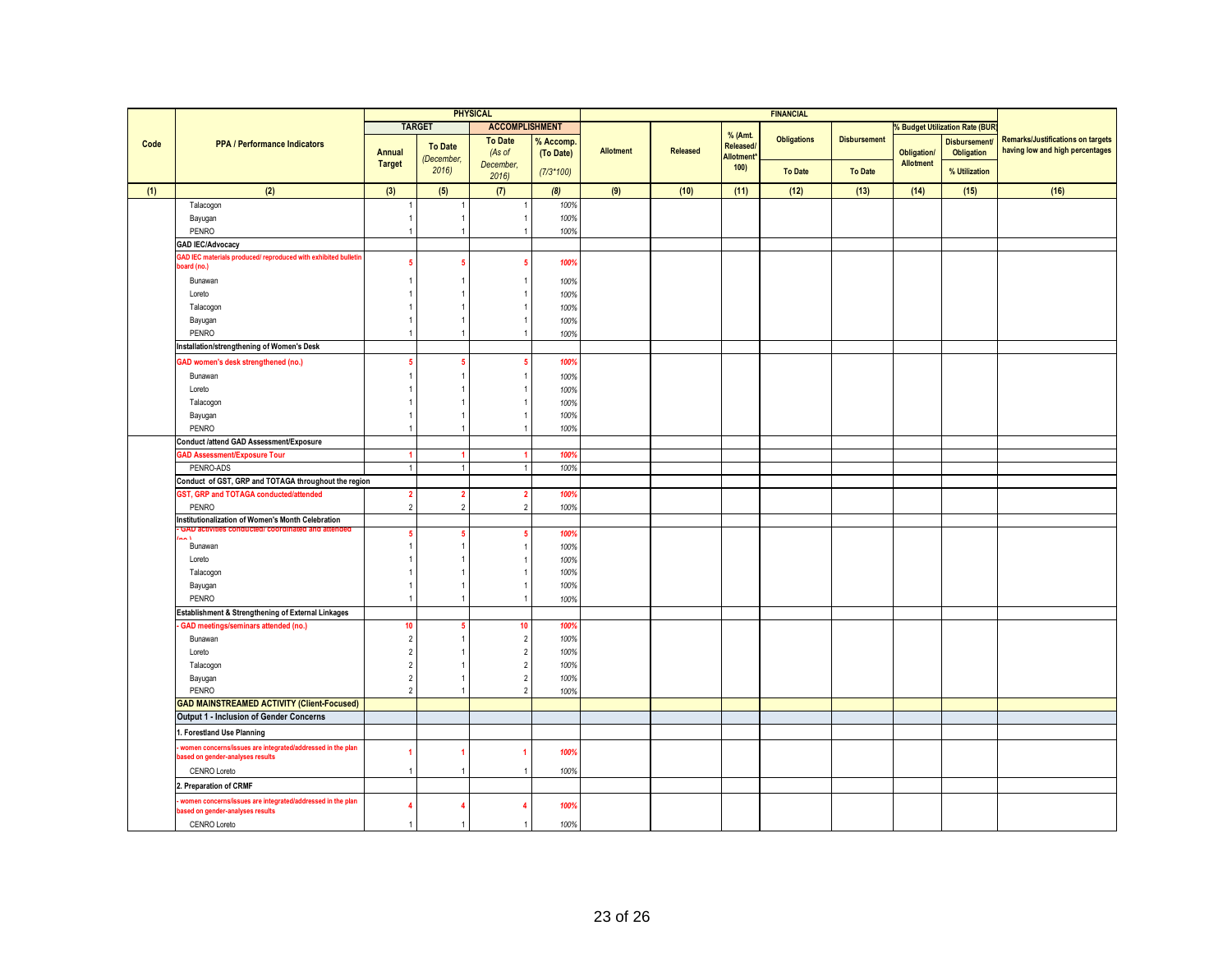| Code | PPA / Performance Indicators | PHYSICAL | | | | FINANCIAL | | | | | | | Remarks/Justifications on targets having low and high percentages |
|---|---|---|---|---|---|---|---|---|---|---|---|---|---|
| | | TARGET | | ACCOMPLISHMENT | | Allotment | Released | % (Amt. Released/ Allotment* 100) | Obligations | Disbursement | % Budget Utilization Rate (BUR) | | |
| | | Annual Target | To Date (December, 2016) | To Date (As of December, 2016) | % Accomp. (To Date) (7/3*100) | | | | To Date | To Date | Obligation/ Allotment | Disbursement/ Obligation % Utilization | |
| (1) | (2) | (3) | (5) | (7) | (8) | (9) | (10) | (11) | (12) | (13) | (14) | (15) | (16) |
| | Talacogon | 1 | 1 | 1 | 100% | | | | | | | | |
| | Bayugan | 1 | 1 | 1 | 100% | | | | | | | | |
| | PENRO | 1 | 1 | 1 | 100% | | | | | | | | |
| | **GAD IEC/Advocacy** | | | | | | | | | | | | |
| | **GAD IEC materials produced/ reproduced with exhibited bulletin board (no.)** | **5** | **5** | **5** | **100%** | | | | | | | | |
| | Bunawan | 1 | 1 | 1 | 100% | | | | | | | | |
| | Loreto | 1 | 1 | 1 | 100% | | | | | | | | |
| | Talacogon | 1 | 1 | 1 | 100% | | | | | | | | |
| | Bayugan | 1 | 1 | 1 | 100% | | | | | | | | |
| | PENRO | 1 | 1 | 1 | 100% | | | | | | | | |
| | **Installation/strengthening of Women's Desk** | | | | | | | | | | | | |
| | **GAD women's desk strengthened (no.)** | **5** | **5** | **5** | **100%** | | | | | | | | |
| | Bunawan | 1 | 1 | 1 | 100% | | | | | | | | |
| | Loreto | 1 | 1 | 1 | 100% | | | | | | | | |
| | Talacogon | 1 | 1 | 1 | 100% | | | | | | | | |
| | Bayugan | 1 | 1 | 1 | 100% | | | | | | | | |
| | PENRO | 1 | 1 | 1 | 100% | | | | | | | | |
| | **Conduct /attend GAD Assessment/Exposure** | | | | | | | | | | | | |
| | **GAD Assessment/Exposure Tour** | **1** | **1** | **1** | **100%** | | | | | | | | |
| | PENRO-ADS | 1 | 1 | 1 | 100% | | | | | | | | |
| | **Conduct of GST, GRP and TOTAGA throughout the region** | | | | | | | | | | | | |
| | **GST, GRP and TOTAGA conducted/attended** | **2** | **2** | **2** | **100%** | | | | | | | | |
| | PENRO | 2 | 2 | 2 | 100% | | | | | | | | |
| | **Institutionalization of Women's Month Celebration** | | | | | | | | | | | | |
| | **- GAD activities conducted/ coordinated and attended (no.)** | **5** | **5** | **5** | **100%** | | | | | | | | |
| | Bunawan | 1 | 1 | 1 | 100% | | | | | | | | |
| | Loreto | 1 | 1 | 1 | 100% | | | | | | | | |
| | Talacogon | 1 | 1 | 1 | 100% | | | | | | | | |
| | Bayugan | 1 | 1 | 1 | 100% | | | | | | | | |
| | PENRO | 1 | 1 | 1 | 100% | | | | | | | | |
| | **Establishment & Strengthening of External Linkages** | | | | | | | | | | | | |
| | **- GAD meetings/seminars attended (no.)** | **10** | **5** | **10** | **100%** | | | | | | | | |
| | Bunawan | 2 | 1 | 2 | 100% | | | | | | | | |
| | Loreto | 2 | 1 | 2 | 100% | | | | | | | | |
| | Talacogon | 2 | 1 | 2 | 100% | | | | | | | | |
| | Bayugan | 2 | 1 | 2 | 100% | | | | | | | | |
| | PENRO | 2 | 1 | 2 | 100% | | | | | | | | |
| | **GAD MAINSTREAMED ACTIVITY (Client-Focused)** | | | | | | | | | | | | |
| | **Output 1 - Inclusion of Gender Concerns** | | | | | | | | | | | | |
| | **1. Forestland Use Planning** | | | | | | | | | | | | |
| | **- women concerns/issues are integrated/addressed in the plan based on gender-analyses results** | **1** | **1** | **1** | **100%** | | | | | | | | |
| | CENRO Loreto | 1 | 1 | 1 | 100% | | | | | | | | |
| | **2. Preparation of CRMF** | | | | | | | | | | | | |
| | **- women concerns/issues are integrated/addressed in the plan based on gender-analyses results** | **4** | **4** | **4** | **100%** | | | | | | | | |
| | CENRO Loreto | 1 | 1 | 1 | 100% | | | | | | | | |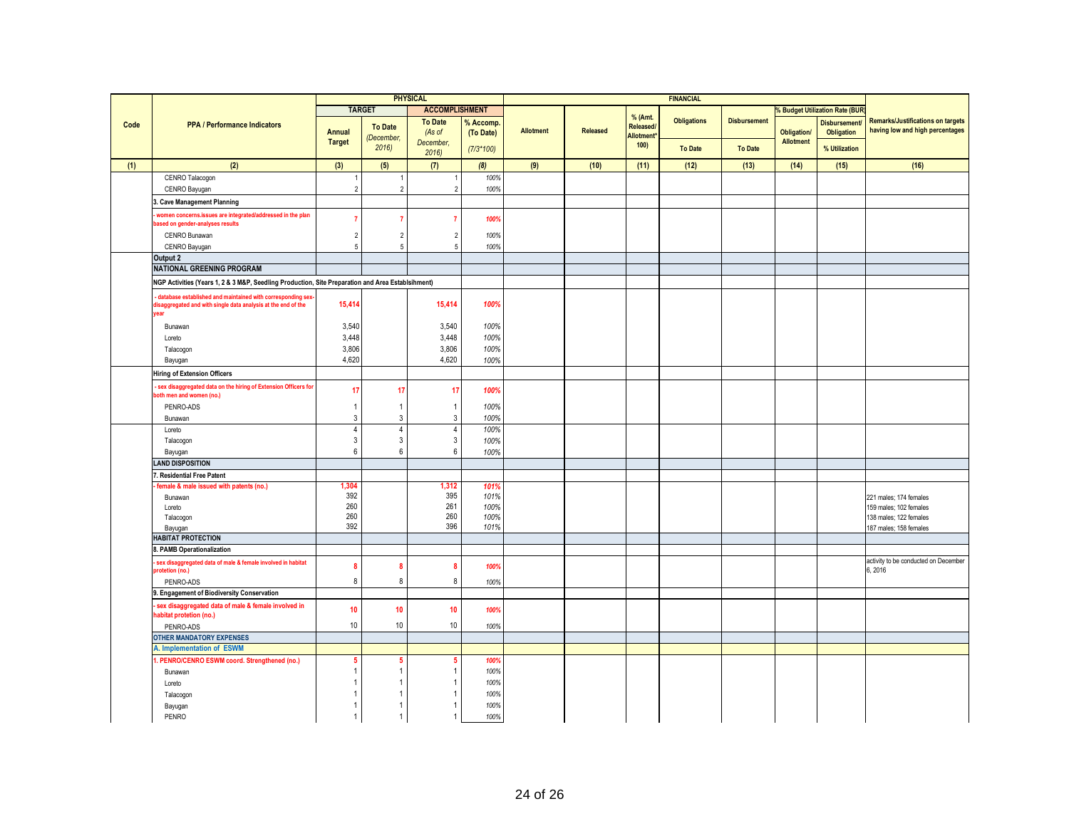| Code | PPA / Performance Indicators | PHYSICAL | | | | FINANCIAL | | | | | | | Remarks/Justifications on targets having low and high percentages |
|---|---|---|---|---|---|---|---|---|---|---|---|---|---|
| | | TARGET | | ACCOMPLISHMENT | | Allotment | Released | % (Amt. Released/ Allotment* 100) | Obligations | Disbursement | % Budget Utilization Rate (BUR) | | |
| | | Annual Target | To Date (December, 2016) | To Date (As of December, 2016) | % Accomp. (To Date) (7/3*100) | | | | To Date | To Date | Obligation/ Allotment | Disbursement/ Obligation % Utilization | |
| (1) | (2) | (3) | (5) | (7) | (8) | (9) | (10) | (11) | (12) | (13) | (14) | (15) | (16) |
| | CENRO Talacogon | 1 | 1 | 1 | 100% | | | | | | | | |
| | CENRO Bayugan | 2 | 2 | 2 | 100% | | | | | | | | |
| | 3. Cave Management Planning | | | | | | | | | | | | |
| | - women concerns.issues are integrated/addressed in the plan based on gender-analyses results | 7 | 7 | 7 | 100% | | | | | | | | |
| | CENRO Bunawan | 2 | 2 | 2 | 100% | | | | | | | | |
| | CENRO Bayugan | 5 | 5 | 5 | 100% | | | | | | | | |
| | Output 2 | | | | | | | | | | | | |
| | NATIONAL GREENING PROGRAM | | | | | | | | | | | | |
| | NGP Activities (Years 1, 2 & 3 M&P, Seedling Production, Site Preparation and Area Establsihment) | | | | | | | | | | | | |
| | - database established and maintained with corresponding sex-disaggregated and with single data analysis at the end of the year | 15,414 | | 15,414 | 100% | | | | | | | | |
| | Bunawan | 3,540 | | 3,540 | 100% | | | | | | | | |
| | Loreto | 3,448 | | 3,448 | 100% | | | | | | | | |
| | Talacogon | 3,806 | | 3,806 | 100% | | | | | | | | |
| | Bayugan | 4,620 | | 4,620 | 100% | | | | | | | | |
| | Hiring of Extension Officers | | | | | | | | | | | | |
| | - sex disaggregated data on the hiring of Extension Officers for both men and women (no.) | 17 | 17 | 17 | 100% | | | | | | | | |
| | PENRO-ADS | 1 | 1 | 1 | 100% | | | | | | | | |
| | Bunawan | 3 | 3 | 3 | 100% | | | | | | | | |
| | Loreto | 4 | 4 | 4 | 100% | | | | | | | | |
| | Talacogon | 3 | 3 | 3 | 100% | | | | | | | | |
| | Bayugan | 6 | 6 | 6 | 100% | | | | | | | | |
| | LAND DISPOSITION | | | | | | | | | | | | |
| | 7. Residential Free Patent | | | | | | | | | | | | |
| | - female & male issued with patents (no.) | 1,304 | | 1,312 | 101% | | | | | | | | |
| | Bunawan | 392 | | 395 | 101% | | | | | | | | 221 males; 174 females |
| | Loreto | 260 | | 261 | 100% | | | | | | | | 159 males; 102 females |
| | Talacogon | 260 | | 260 | 100% | | | | | | | | 138 males; 122 females |
| | Bayugan | 392 | | 396 | 101% | | | | | | | | 187 males; 158 females |
| | HABITAT PROTECTION | | | | | | | | | | | | |
| | 8. PAMB Operationalization | | | | | | | | | | | | |
| | - sex disaggregated data of male & female involved in habitat protetion (no.) | 8 | 8 | 8 | 100% | | | | | | | | activity to be conducted on December 6, 2016 |
| | PENRO-ADS | 8 | 8 | 8 | 100% | | | | | | | | |
| | 9. Engagement of Biodiversity Conservation | | | | | | | | | | | | |
| | - sex disaggregated data of male & female involved in habitat protetion (no.) | 10 | 10 | 10 | 100% | | | | | | | | |
| | PENRO-ADS | 10 | 10 | 10 | 100% | | | | | | | | |
| | OTHER MANDATORY EXPENSES | | | | | | | | | | | | |
| | A. Implementation of ESWM | | | | | | | | | | | | |
| | 1. PENRO/CENRO ESWM coord. Strengthened (no.) | 5 | 5 | 5 | 100% | | | | | | | | |
| | Bunawan | 1 | 1 | 1 | 100% | | | | | | | | |
| | Loreto | 1 | 1 | 1 | 100% | | | | | | | | |
| | Talacogon | 1 | 1 | 1 | 100% | | | | | | | | |
| | Bayugan | 1 | 1 | 1 | 100% | | | | | | | | |
| | PENRO | 1 | 1 | 1 | 100% | | | | | | | | |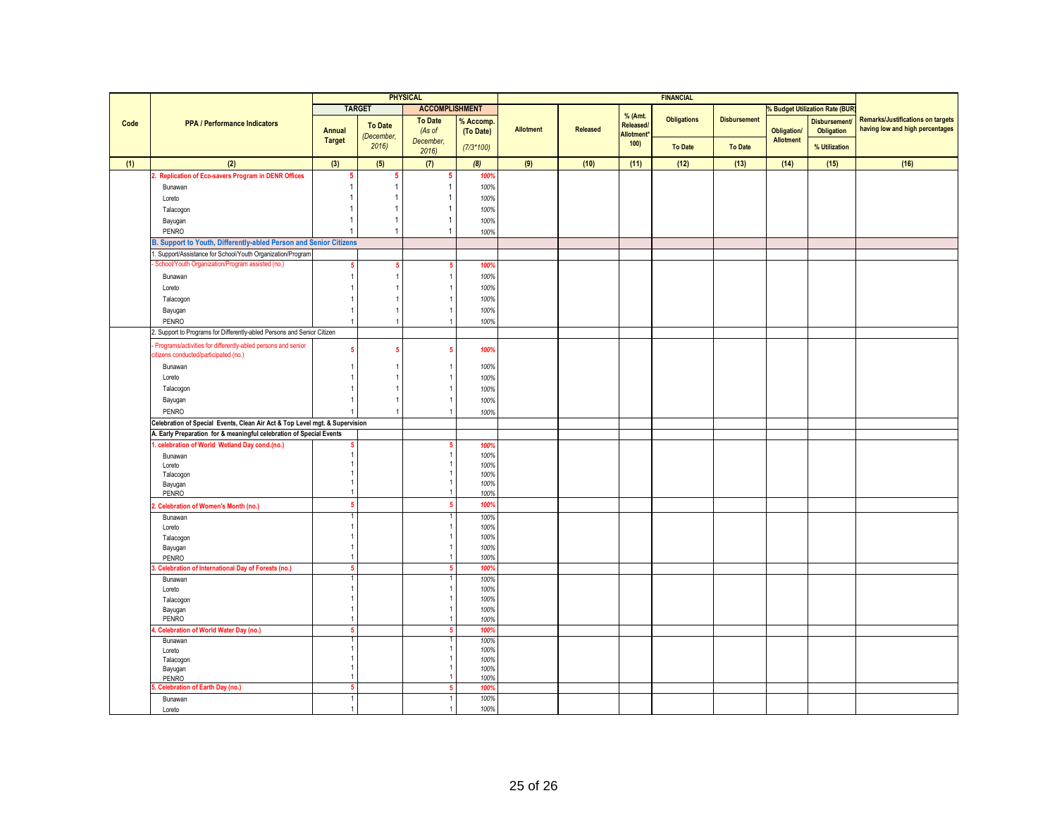| Code | PPA / Performance Indicators | PHYSICAL | | | | FINANCIAL | | | | | | | Remarks/Justifications on targets having low and high percentages |
|---|---|---|---|---|---|---|---|---|---|---|---|---|---|
| | | TARGET | | ACCOMPLISHMENT | | Allotment | Released | % (Amt. Released/ Allotment* 100) | Obligations | Disbursement | % Budget Utilization Rate (BUR) | | |
| | | Annual Target | To Date (December, 2016) | To Date (As of December, 2016) | % Accomp. (To Date) (7/3*100) | | | | To Date | To Date | Obligation/ Allotment | Disbursement/ Obligation % Utilization | |
| (1) | (2) | (3) | (5) | (7) | (8) | (9) | (10) | (11) | (12) | (13) | (14) | (15) | (16) |
| | 2. Replication of Eco-savers Program in DENR Offices | 5 | 5 | 5 | 100% | | | | | | | | |
| | Bunawan | 1 | 1 | 1 | 100% | | | | | | | | |
| | Loreto | 1 | 1 | 1 | 100% | | | | | | | | |
| | Talacogon | 1 | 1 | 1 | 100% | | | | | | | | |
| | Bayugan | 1 | 1 | 1 | 100% | | | | | | | | |
| | PENRO | 1 | 1 | 1 | 100% | | | | | | | | |
| | B. Support to Youth, Differently-abled Person and Senior Citizens | | | | | | | | | | | | |
| | 1. Support/Assistance for School/Youth Organization/Program | | | | | | | | | | | | |
| | - School/Youth Organization/Program assisted (no.) | 5 | 5 | 5 | 100% | | | | | | | | |
| | Bunawan | 1 | 1 | 1 | 100% | | | | | | | | |
| | Loreto | 1 | 1 | 1 | 100% | | | | | | | | |
| | Talacogon | 1 | 1 | 1 | 100% | | | | | | | | |
| | Bayugan | 1 | 1 | 1 | 100% | | | | | | | | |
| | PENRO | 1 | 1 | 1 | 100% | | | | | | | | |
| | 2. Support to Programs for Differently-abled Persons and Senior Citizen | | | | | | | | | | | | |
| | - Programs/activities for differently-abled persons and senior citizens conducted/participated (no.) | 5 | 5 | 5 | 100% | | | | | | | | |
| | Bunawan | 1 | 1 | 1 | 100% | | | | | | | | |
| | Loreto | 1 | 1 | 1 | 100% | | | | | | | | |
| | Talacogon | 1 | 1 | 1 | 100% | | | | | | | | |
| | Bayugan | 1 | 1 | 1 | 100% | | | | | | | | |
| | PENRO | 1 | 1 | 1 | 100% | | | | | | | | |
| | Celebration of Special Events, Clean Air Act & Top Level mgt. & Supervision | | | | | | | | | | | | |
| | A. Early Preparation for & meaningful celebration of Special Events | | | | | | | | | | | | |
| | 1. celebration of World Wetland Day cond.(no.) | 5 | | 5 | 100% | | | | | | | | |
| | Bunawan | 1 | | 1 | 100% | | | | | | | | |
| | Loreto | 1 | | 1 | 100% | | | | | | | | |
| | Talacogon | 1 | | 1 | 100% | | | | | | | | |
| | Bayugan | 1 | | 1 | 100% | | | | | | | | |
| | PENRO | 1 | | 1 | 100% | | | | | | | | |
| | 2. Celebration of Women's Month (no.) | 5 | | 5 | 100% | | | | | | | | |
| | Bunawan | 1 | | 1 | 100% | | | | | | | | |
| | Loreto | 1 | | 1 | 100% | | | | | | | | |
| | Talacogon | 1 | | 1 | 100% | | | | | | | | |
| | Bayugan | 1 | | 1 | 100% | | | | | | | | |
| | PENRO | 1 | | 1 | 100% | | | | | | | | |
| | 3. Celebration of International Day of Forests (no.) | 5 | | 5 | 100% | | | | | | | | |
| | Bunawan | 1 | | 1 | 100% | | | | | | | | |
| | Loreto | 1 | | 1 | 100% | | | | | | | | |
| | Talacogon | 1 | | 1 | 100% | | | | | | | | |
| | Bayugan | 1 | | 1 | 100% | | | | | | | | |
| | PENRO | 1 | | 1 | 100% | | | | | | | | |
| | 4. Celebration of World Water Day (no.) | 5 | | 5 | 100% | | | | | | | | |
| | Bunawan | 1 | | 1 | 100% | | | | | | | | |
| | Loreto | 1 | | 1 | 100% | | | | | | | | |
| | Talacogon | 1 | | 1 | 100% | | | | | | | | |
| | Bayugan | 1 | | 1 | 100% | | | | | | | | |
| | PENRO | 1 | | 1 | 100% | | | | | | | | |
| | 5. Celebration of Earth Day (no.) | 5 | | 5 | 100% | | | | | | | | |
| | Bunawan | 1 | | 1 | 100% | | | | | | | | |
| | Loreto | 1 | | 1 | 100% | | | | | | | | |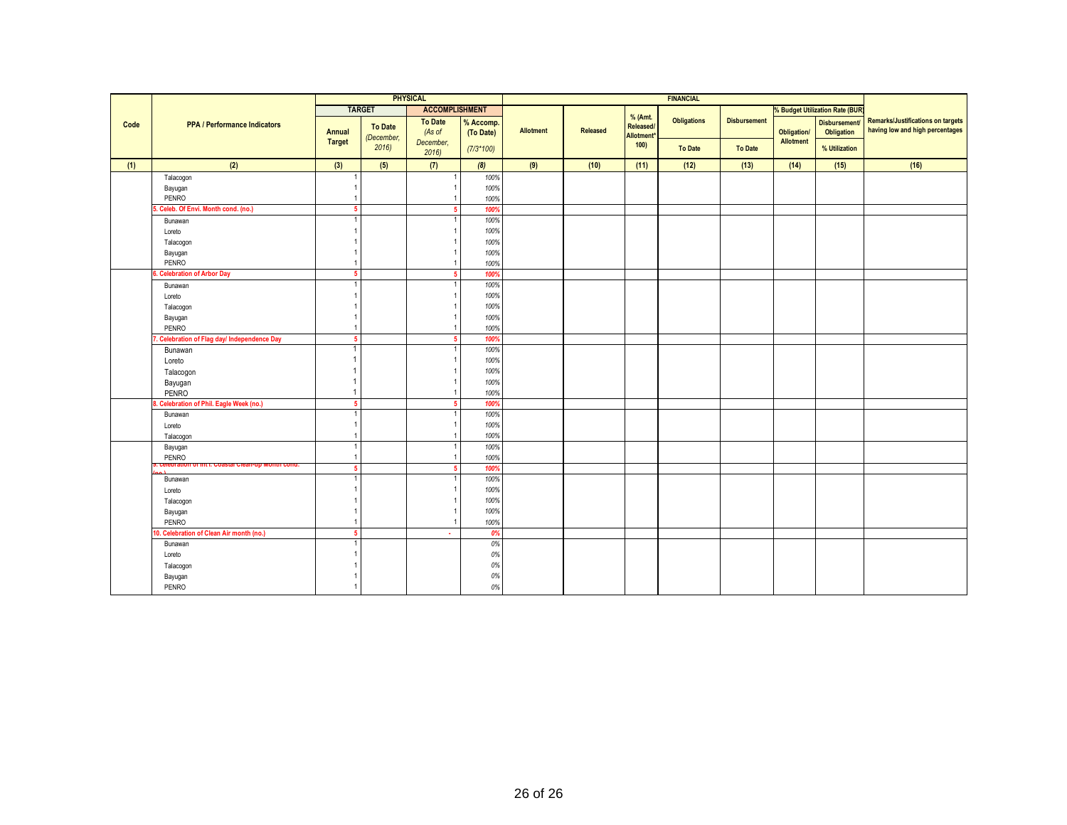| Code | PPA / Performance Indicators | PHYSICAL | | | | FINANCIAL | | | | | | | Remarks/Justifications on targets having low and high percentages |
|---|---|---|---|---|---|---|---|---|---|---|---|---|---|
| | | TARGET | | ACCOMPLISHMENT | | Allotment | Released | % (Amt. Released/ Allotment* 100) | Obligations | Disbursement | % Budget Utilization Rate (BUR) | | |
| | | Annual Target | To Date (December, 2016) | To Date (As of December, 2016) | % Accomp. (To Date) (7/3*100) | | | | To Date | To Date | Obligation/ Allotment | Disbursement/ Obligation % Utilization | |
| (1) | (2) | (3) | (5) | (7) | (8) | (9) | (10) | (11) | (12) | (13) | (14) | (15) | (16) |
| | Talacogon | 1 | | 1 | 100% | | | | | | | | |
| | Bayugan | 1 | | 1 | 100% | | | | | | | | |
| | PENRO | 1 | | 1 | 100% | | | | | | | | |
| | 5. Celeb. Of Envi. Month cond. (no.) | 5 | | 5 | 100% | | | | | | | | |
| | Bunawan | 1 | | 1 | 100% | | | | | | | | |
| | Loreto | 1 | | 1 | 100% | | | | | | | | |
| | Talacogon | 1 | | 1 | 100% | | | | | | | | |
| | Bayugan | 1 | | 1 | 100% | | | | | | | | |
| | PENRO | 1 | | 1 | 100% | | | | | | | | |
| | 6. Celebration of Arbor Day | 5 | | 5 | 100% | | | | | | | | |
| | Bunawan | 1 | | 1 | 100% | | | | | | | | |
| | Loreto | 1 | | 1 | 100% | | | | | | | | |
| | Talacogon | 1 | | 1 | 100% | | | | | | | | |
| | Bayugan | 1 | | 1 | 100% | | | | | | | | |
| | PENRO | 1 | | 1 | 100% | | | | | | | | |
| | 7. Celebration of Flag day/ Independence Day | 5 | | 5 | 100% | | | | | | | | |
| | Bunawan | 1 | | 1 | 100% | | | | | | | | |
| | Loreto | 1 | | 1 | 100% | | | | | | | | |
| | Talacogon | 1 | | 1 | 100% | | | | | | | | |
| | Bayugan | 1 | | 1 | 100% | | | | | | | | |
| | PENRO | 1 | | 1 | 100% | | | | | | | | |
| | 8. Celebration of Phil. Eagle Week (no.) | 5 | | 5 | 100% | | | | | | | | |
| | Bunawan | 1 | | 1 | 100% | | | | | | | | |
| | Loreto | 1 | | 1 | 100% | | | | | | | | |
| | Talacogon | 1 | | 1 | 100% | | | | | | | | |
| | Bayugan | 1 | | 1 | 100% | | | | | | | | |
| | PENRO | 1 | | 1 | 100% | | | | | | | | |
| | 9. Celebration of Int'l. Coastal Clean-up Month cond. (no.) | 5 | | 5 | 100% | | | | | | | | |
| | Bunawan | 1 | | 1 | 100% | | | | | | | | |
| | Loreto | 1 | | 1 | 100% | | | | | | | | |
| | Talacogon | 1 | | 1 | 100% | | | | | | | | |
| | Bayugan | 1 | | 1 | 100% | | | | | | | | |
| | PENRO | 1 | | 1 | 100% | | | | | | | | |
| | 10. Celebration of Clean Air month (no.) | 5 | | - | 0% | | | | | | | | |
| | Bunawan | 1 | | | 0% | | | | | | | | |
| | Loreto | 1 | | | 0% | | | | | | | | |
| | Talacogon | 1 | | | 0% | | | | | | | | |
| | Bayugan | 1 | | | 0% | | | | | | | | |
| | PENRO | 1 | | | 0% | | | | | | | | |